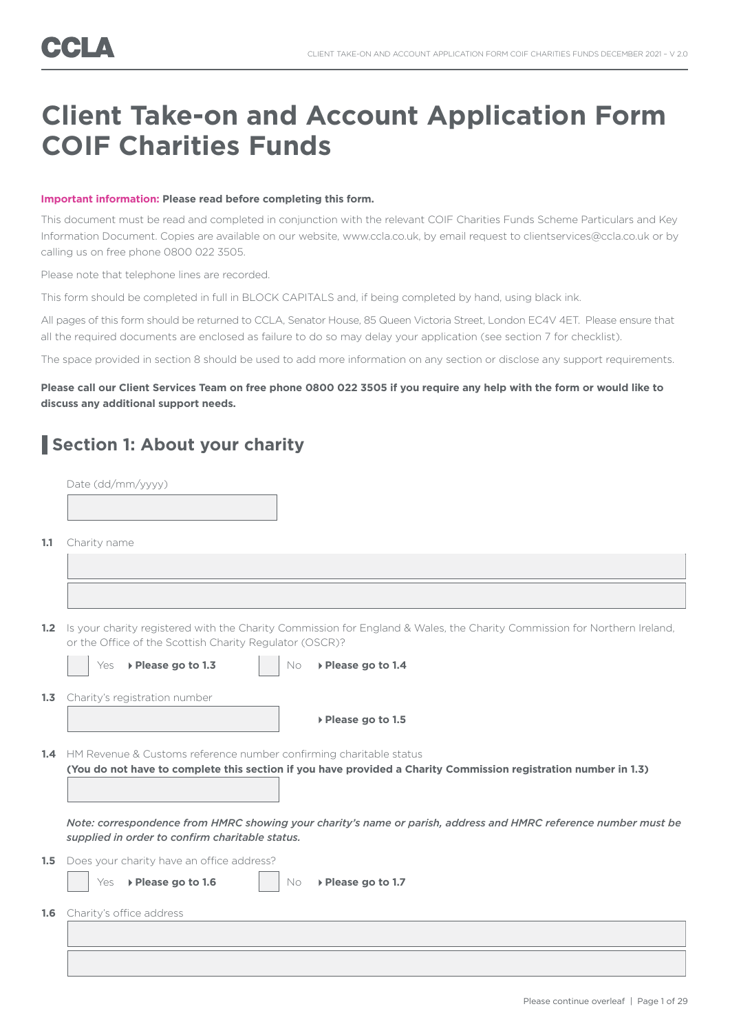CCLA

# Client Take-on and Account Application Form COIF Charities Funds

**Important information: Please read before completing this form.**

This document must be read and completed in conjunction with the relevant COIF Charities Funds Scheme Particulars and Key Information Document. Copies are available on our website, www.ccla.co.uk, by email request to clientservices@ccla.co.uk or by calling us on free phone 0800 022 3505.

Please note that telephone lines are recorded.

This form should be completed in full in BLOCK CAPITALS and, if being completed by hand, using black ink.

All pages of this form should be returned to CCLA, Senator House, 85 Queen Victoria Street, London EC4V 4ET. Please ensure that all the required documents are enclosed as failure to do so may delay your application (see section 7 for checklist).

The space provided in section 8 should be used to add more information on any section or disclose any support requirements.

**Please call our Client Services Team on free phone 0800 022 3505 if you require any help with the form or would like to discuss any additional support needs.**

## Section 1: About your charity

Date (dd/mm/yyyy)

**1.1** Charity name

**1.2** Is your charity registered with the Charity Commission for England & Wales, the Charity Commission for Northern Ireland, or the Office of the Scottish Charity Regulator (OSCR)?

☐ Yes ▸ **Please go to 1.3** ☐ No ▸ **Please go to 1.4**

**1.3** Charity's registration number

▸ **Please go to 1.5**

**1.4** HM Revenue & Customs reference number confirming charitable status
**(You do not have to complete this section if you have provided a Charity Commission registration number in 1.3)**

***Note: correspondence from HMRC showing your charity's name or parish, address and HMRC reference number must be supplied in order to confirm charitable status.***

**1.5** Does your charity have an office address?

☐ Yes ▸ **Please go to 1.6** ☐ No ▸ **Please go to 1.7**

**1.6** Charity's office address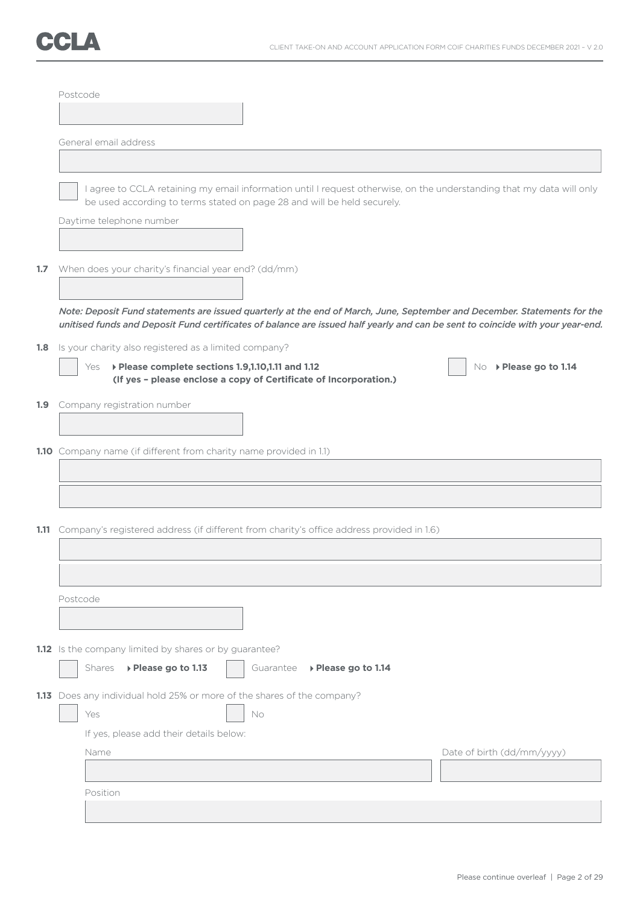Postcode

General email address

☐ I agree to CCLA retaining my email information until I request otherwise, on the understanding that my data will only be used according to terms stated on page 28 and will be held securely.

Daytime telephone number

**1.7** When does your charity's financial year end? (dd/mm)

***Note: Deposit Fund statements are issued quarterly at the end of March, June, September and December. Statements for the unitised funds and Deposit Fund certificates of balance are issued half yearly and can be sent to coincide with your year-end.***

**1.8** Is your charity also registered as a limited company?

☐ Yes ▸ **Please complete sections 1.9,1.10,1.11 and 1.12 (If yes – please enclose a copy of Certificate of Incorporation.)**

☐ No ▸ **Please go to 1.14**

**1.9** Company registration number

**1.10** Company name (if different from charity name provided in 1.1)

**1.11** Company's registered address (if different from charity's office address provided in 1.6)

Postcode

**1.12** Is the company limited by shares or by guarantee?

☐ Shares ▸ **Please go to 1.13** ☐ Guarantee ▸ **Please go to 1.14**

**1.13** Does any individual hold 25% or more of the shares of the company?

☐ Yes ☐ No

If yes, please add their details below:

Name

Date of birth (dd/mm/yyyy)

Position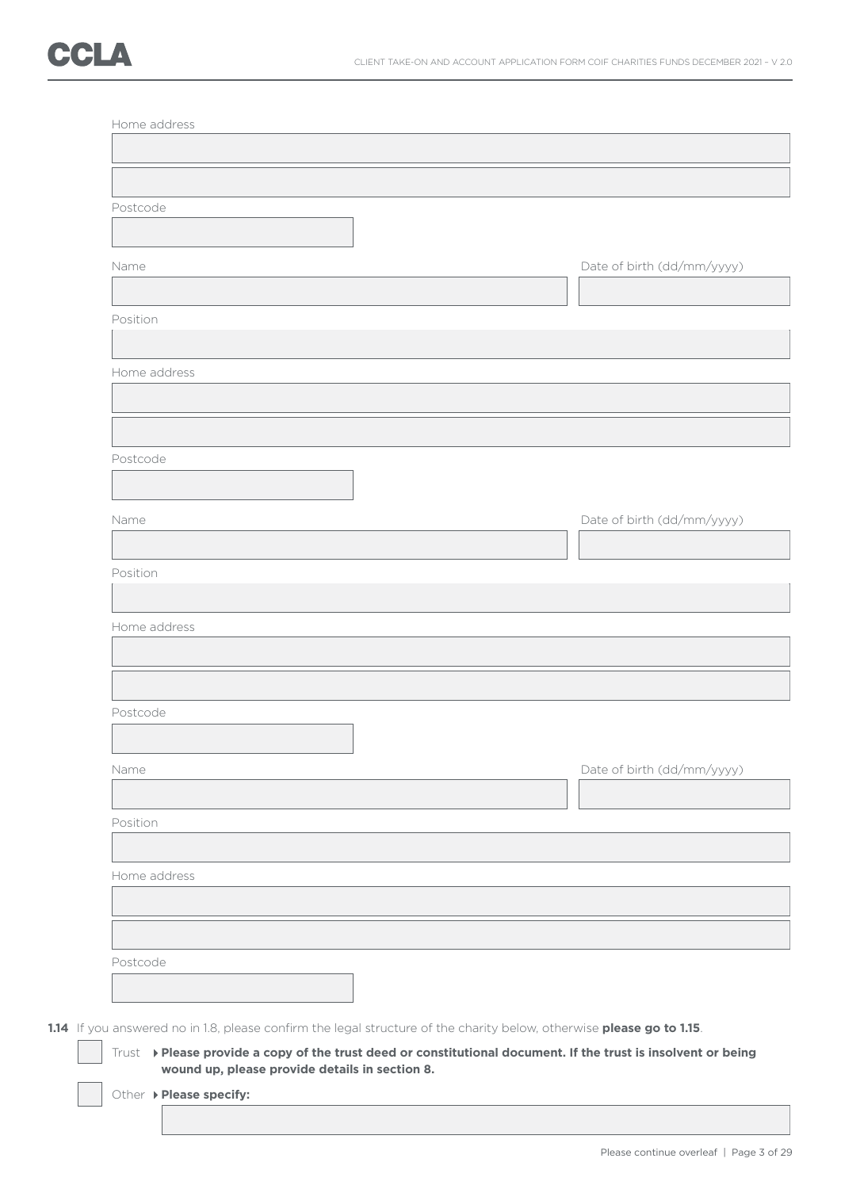Home address

Postcode

Name

Date of birth (dd/mm/yyyy)

Position

Home address

Postcode

Name

Date of birth (dd/mm/yyyy)

Position

Home address

Postcode

Name

Date of birth (dd/mm/yyyy)

Position

Home address

Postcode

**1.14** If you answered no in 1.8, please confirm the legal structure of the charity below, otherwise **please go to 1.15**.

- ☐ Trust ▸ **Please provide a copy of the trust deed or constitutional document. If the trust is insolvent or being wound up, please provide details in section 8.**
- ☐ Other ▸ **Please specify:**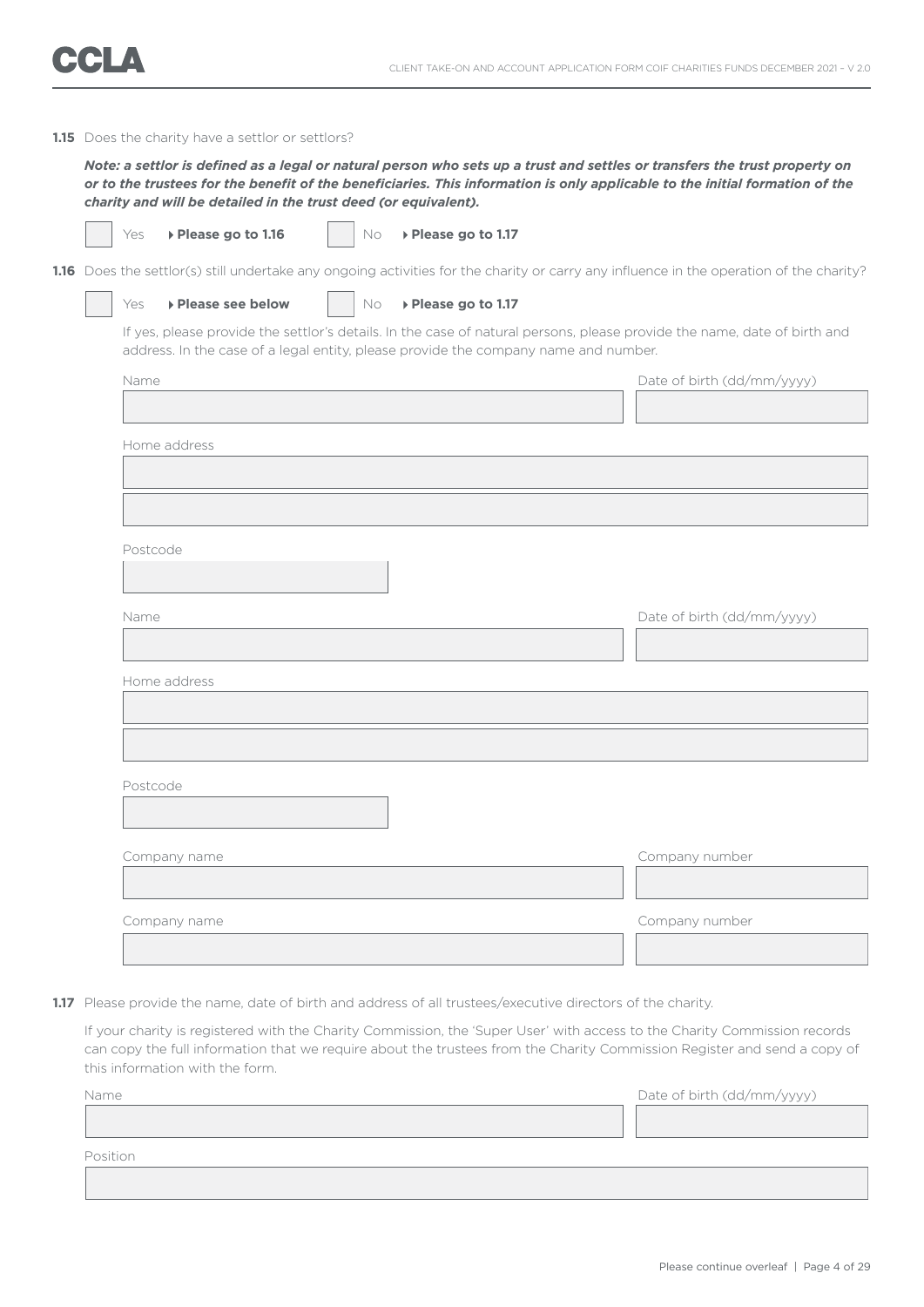**1.15** Does the charity have a settlor or settlors?

***Note: a settlor is defined as a legal or natural person who sets up a trust and settles or transfers the trust property on or to the trustees for the benefit of the beneficiaries. This information is only applicable to the initial formation of the charity and will be detailed in the trust deed (or equivalent).***

☐ Yes ▸ **Please go to 1.16** ☐ No ▸ **Please go to 1.17**

**1.16** Does the settlor(s) still undertake any ongoing activities for the charity or carry any influence in the operation of the charity?

☐ Yes ▸ **Please see below** ☐ No ▸ **Please go to 1.17**

If yes, please provide the settlor's details. In the case of natural persons, please provide the name, date of birth and address. In the case of a legal entity, please provide the company name and number.

Name

Date of birth (dd/mm/yyyy)

Home address

Postcode

Name

Date of birth (dd/mm/yyyy)

Home address

Postcode

Company name

Company number

Company name

Company number

**1.17** Please provide the name, date of birth and address of all trustees/executive directors of the charity.

If your charity is registered with the Charity Commission, the 'Super User' with access to the Charity Commission records can copy the full information that we require about the trustees from the Charity Commission Register and send a copy of this information with the form.

Name

Date of birth (dd/mm/yyyy)

Position

Please continue overleaf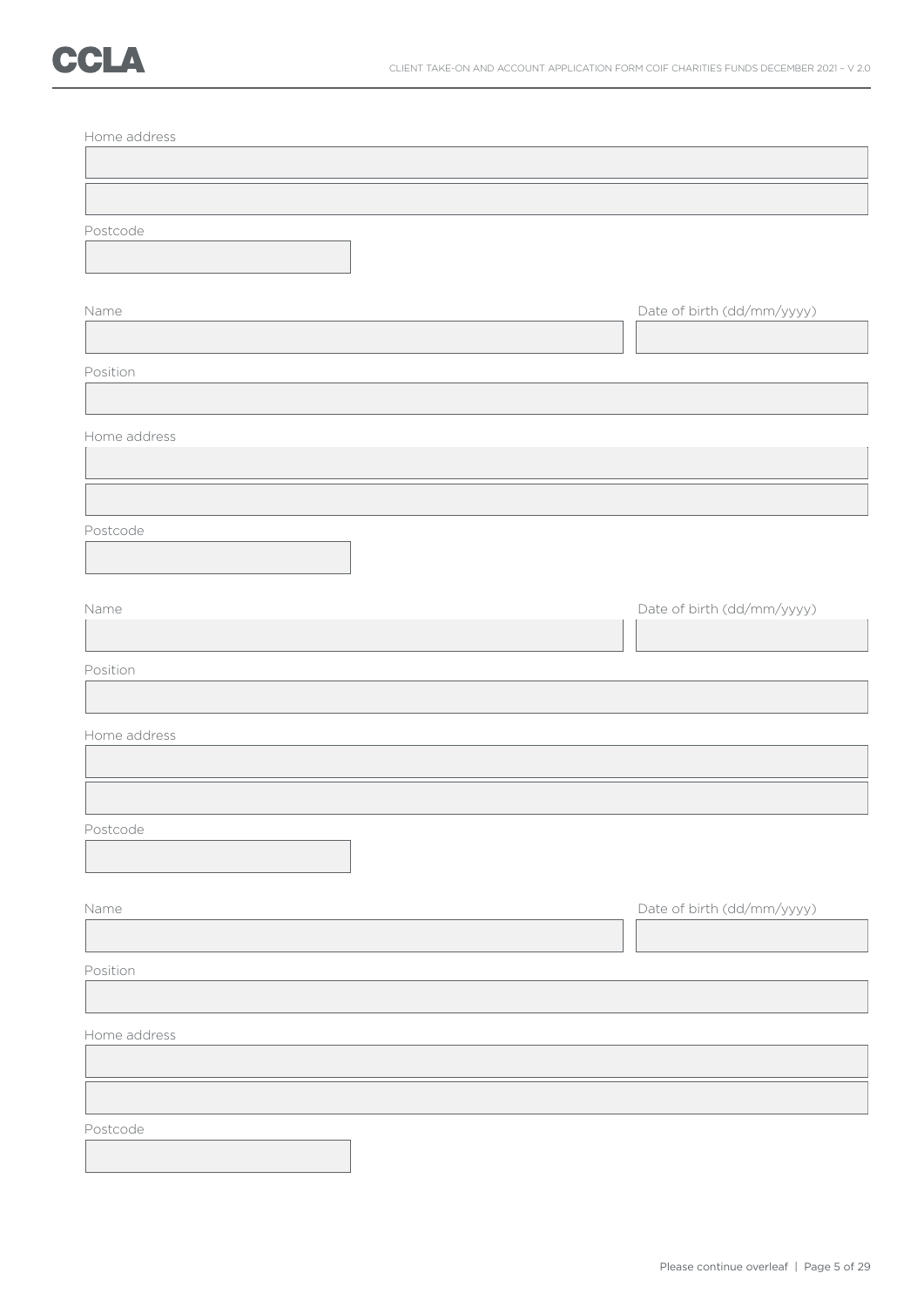Home address

&nbsp;

&nbsp;

Postcode

&nbsp;

Name | Date of birth (dd/mm/yyyy)

Position

Home address

&nbsp;

&nbsp;

Postcode

&nbsp;

Name | Date of birth (dd/mm/yyyy)

Position

Home address

&nbsp;

&nbsp;

Postcode

&nbsp;

Name | Date of birth (dd/mm/yyyy)

Position

Home address

&nbsp;

&nbsp;

Postcode

Please continue overleaf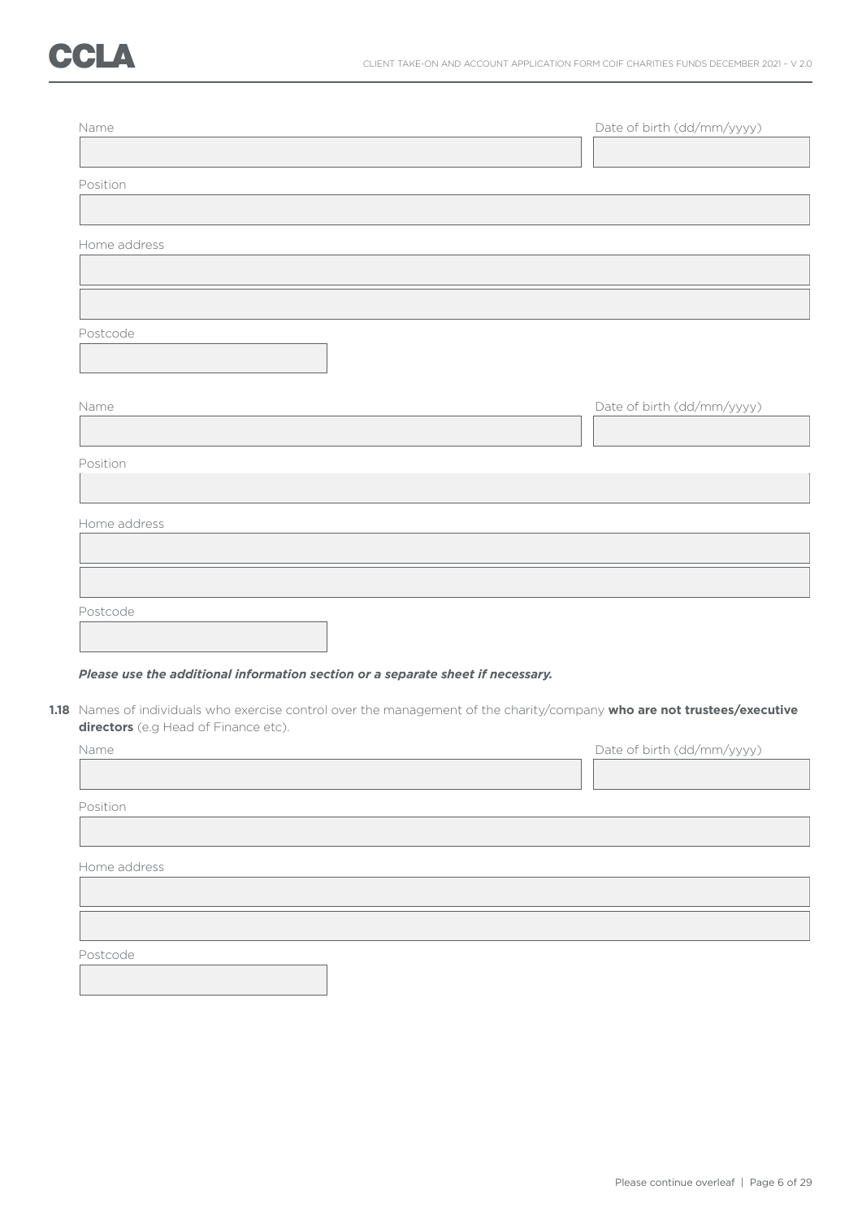Name

Date of birth (dd/mm/yyyy)

Position

Home address

Postcode

Name

Date of birth (dd/mm/yyyy)

Position

Home address

Postcode

***Please use the additional information section or a separate sheet if necessary.***

**1.18** Names of individuals who exercise control over the management of the charity/company **who are not trustees/executive directors** (e.g Head of Finance etc).

Name

Date of birth (dd/mm/yyyy)

Position

Home address

Postcode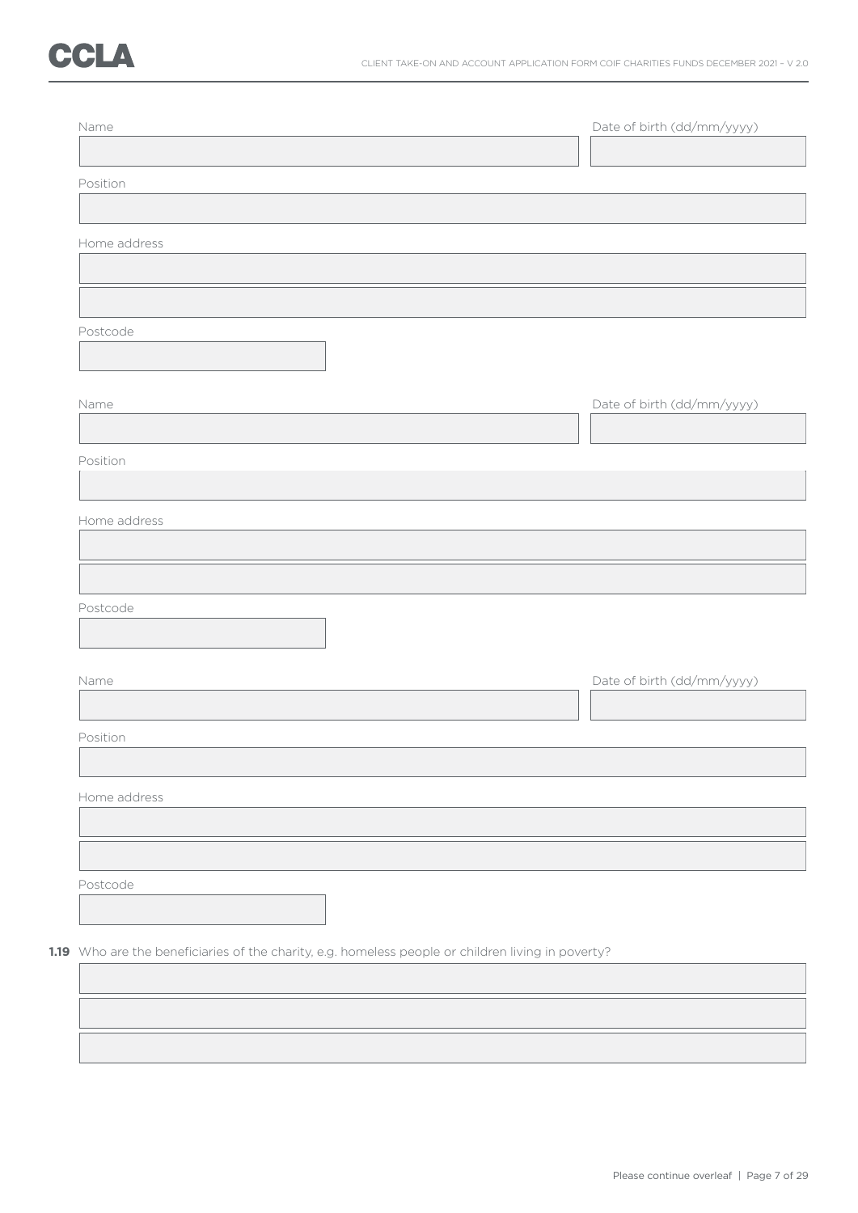Name

Date of birth (dd/mm/yyyy)

Position

Home address

Postcode

Name

Date of birth (dd/mm/yyyy)

Position

Home address

Postcode

Name

Date of birth (dd/mm/yyyy)

Position

Home address

Postcode

**1.19** Who are the beneficiaries of the charity, e.g. homeless people or children living in poverty?

Please continue overleaf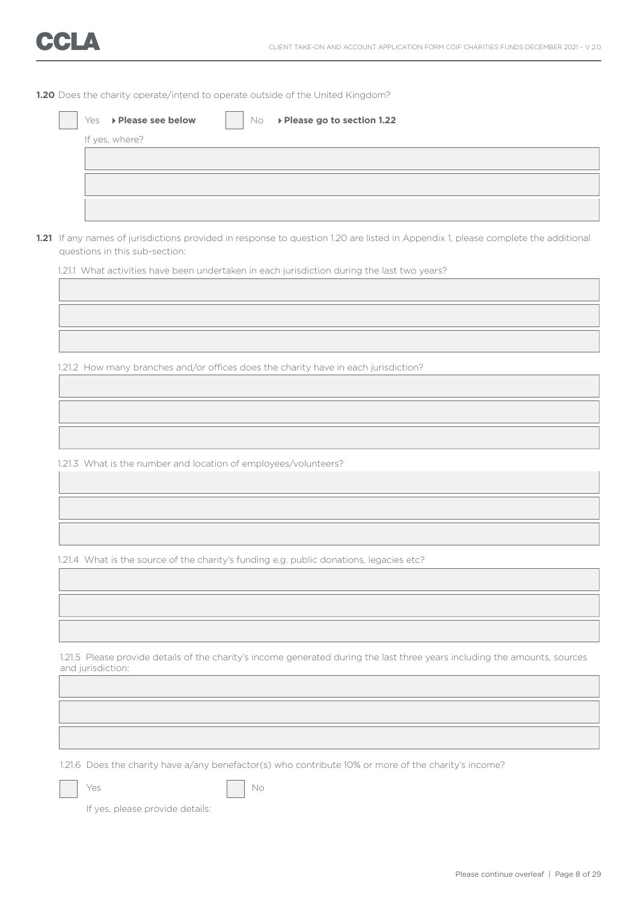**1.20** Does the charity operate/intend to operate outside of the United Kingdom?

☐ Yes ▸ **Please see below** ☐ No ▸ **Please go to section 1.22**

If yes, where?

**1.21** If any names of jurisdictions provided in response to question 1.20 are listed in Appendix 1, please complete the additional questions in this sub-section:

1.21.1 What activities have been undertaken in each jurisdiction during the last two years?

1.21.2 How many branches and/or offices does the charity have in each jurisdiction?

1.21.3 What is the number and location of employees/volunteers?

1.21.4 What is the source of the charity's funding e.g. public donations, legacies etc?

1.21.5 Please provide details of the charity's income generated during the last three years including the amounts, sources and jurisdiction:

1.21.6 Does the charity have a/any benefactor(s) who contribute 10% or more of the charity's income?

☐ Yes ☐ No

If yes, please provide details: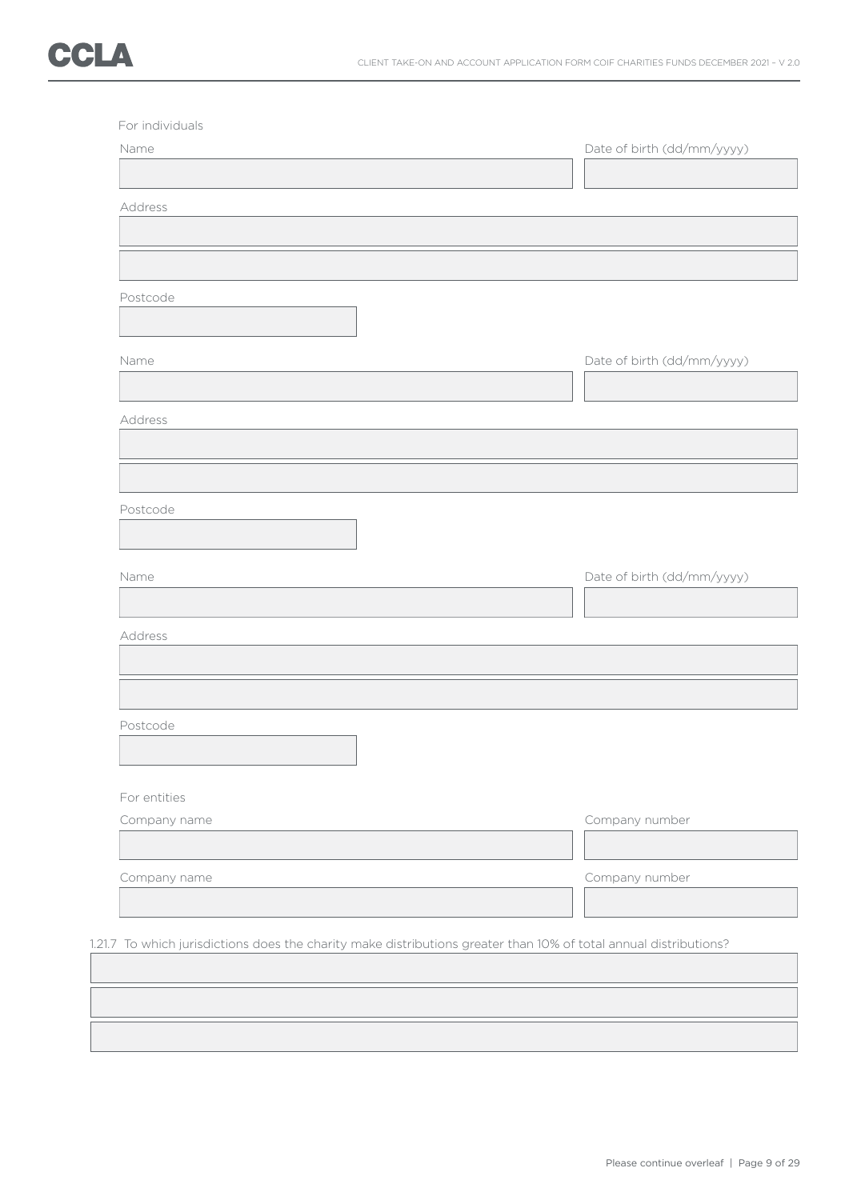For individuals

Name

Date of birth (dd/mm/yyyy)

Address

Postcode

Name

Date of birth (dd/mm/yyyy)

Address

Postcode

Name

Date of birth (dd/mm/yyyy)

Address

Postcode

For entities

Company name

Company number

Company name

Company number

1.21.7 To which jurisdictions does the charity make distributions greater than 10% of total annual distributions?

Please continue overleaf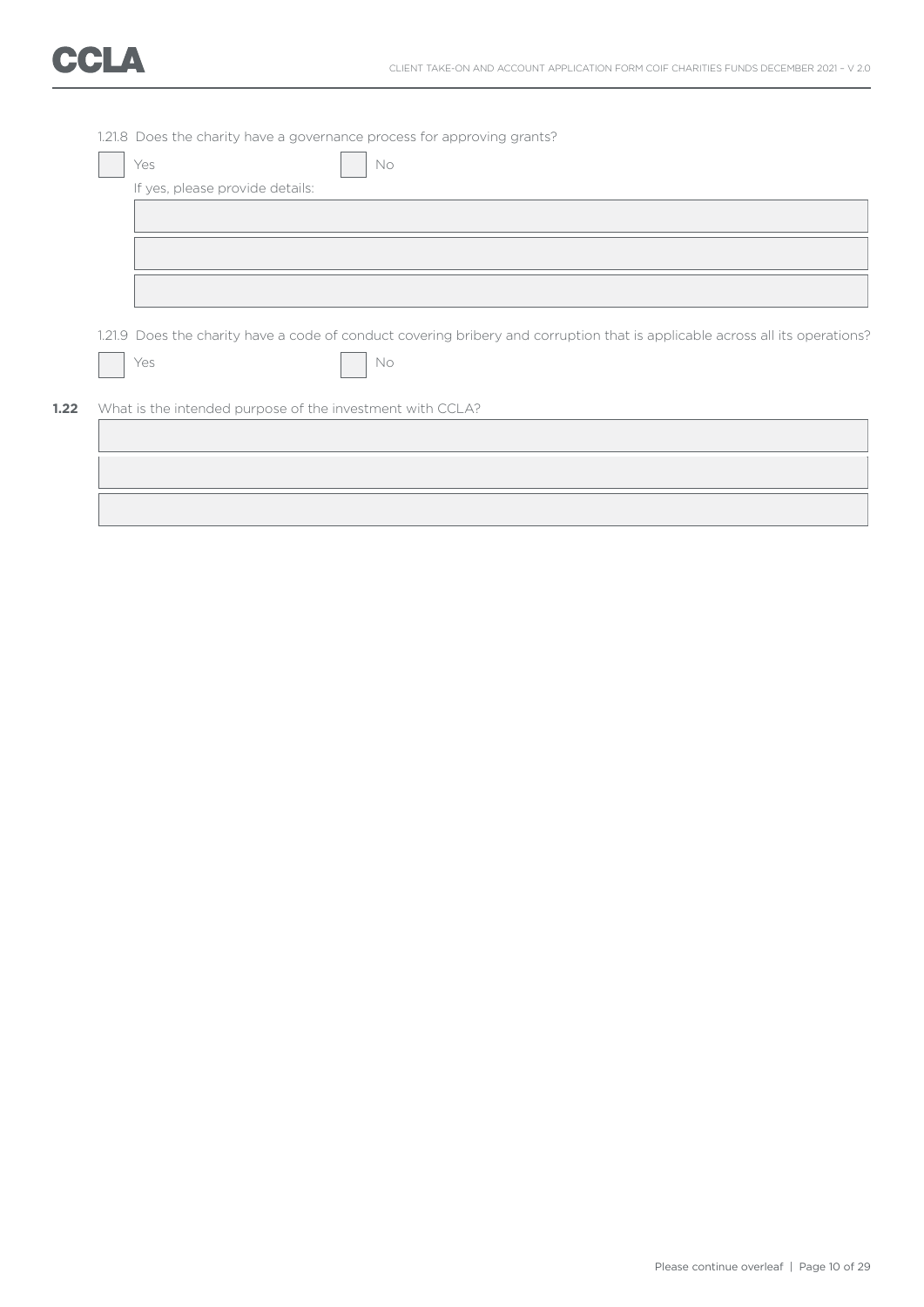1.21.8 Does the charity have a governance process for approving grants?

☐ Yes ☐ No

If yes, please provide details:

______________________________________________________________________

______________________________________________________________________

______________________________________________________________________

1.21.9 Does the charity have a code of conduct covering bribery and corruption that is applicable across all its operations?

☐ Yes ☐ No

**1.22** What is the intended purpose of the investment with CCLA?

______________________________________________________________________

______________________________________________________________________

______________________________________________________________________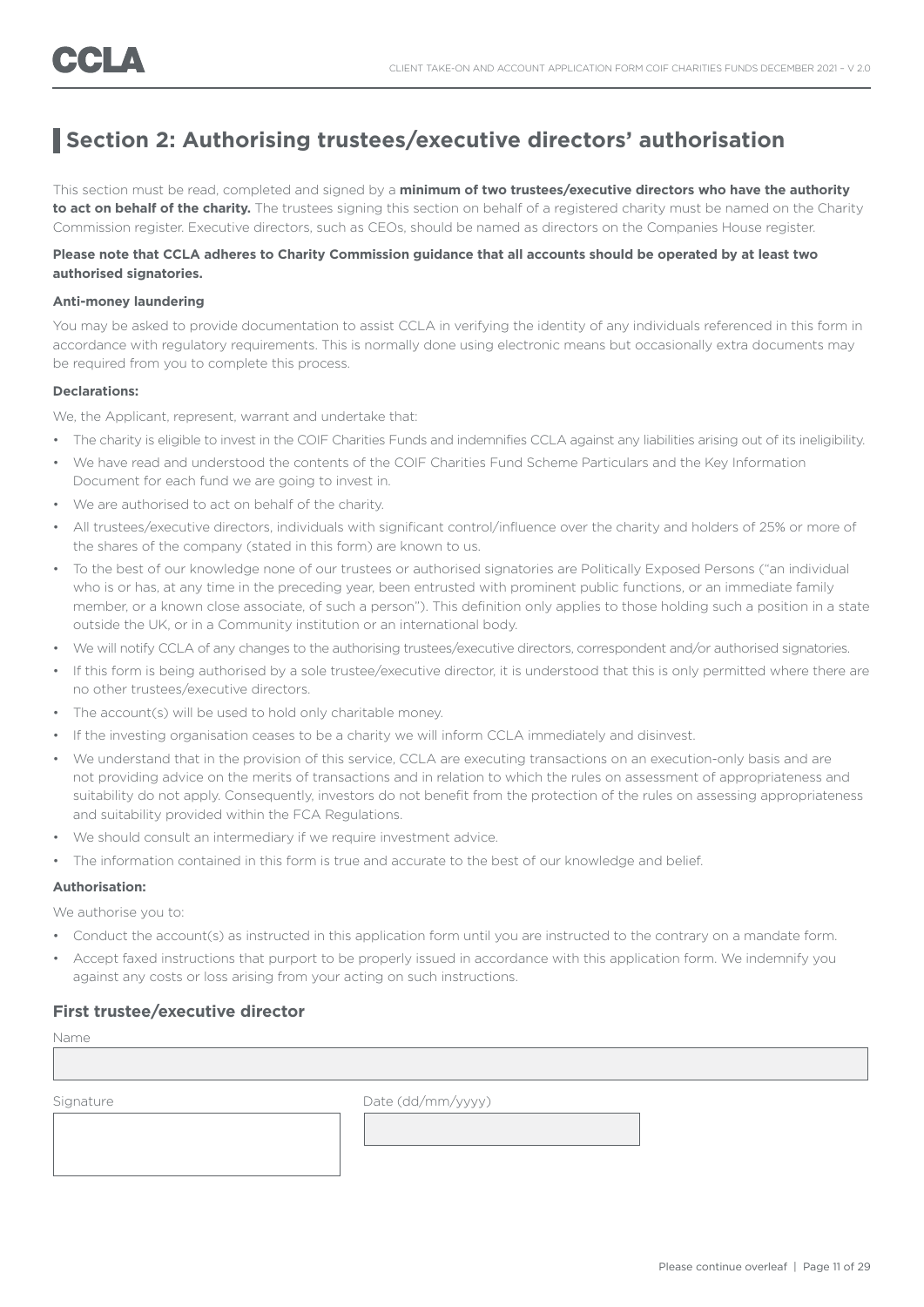## Section 2: Authorising trustees/executive directors' authorisation

This section must be read, completed and signed by a **minimum of two trustees/executive directors who have the authority to act on behalf of the charity.** The trustees signing this section on behalf of a registered charity must be named on the Charity Commission register. Executive directors, such as CEOs, should be named as directors on the Companies House register.

**Please note that CCLA adheres to Charity Commission guidance that all accounts should be operated by at least two authorised signatories.**

**Anti-money laundering**

You may be asked to provide documentation to assist CCLA in verifying the identity of any individuals referenced in this form in accordance with regulatory requirements. This is normally done using electronic means but occasionally extra documents may be required from you to complete this process.

**Declarations:**

We, the Applicant, represent, warrant and undertake that:

- The charity is eligible to invest in the COIF Charities Funds and indemnifies CCLA against any liabilities arising out of its ineligibility.
- We have read and understood the contents of the COIF Charities Fund Scheme Particulars and the Key Information Document for each fund we are going to invest in.
- We are authorised to act on behalf of the charity.
- All trustees/executive directors, individuals with significant control/influence over the charity and holders of 25% or more of the shares of the company (stated in this form) are known to us.
- To the best of our knowledge none of our trustees or authorised signatories are Politically Exposed Persons ("an individual who is or has, at any time in the preceding year, been entrusted with prominent public functions, or an immediate family member, or a known close associate, of such a person"). This definition only applies to those holding such a position in a state outside the UK, or in a Community institution or an international body.
- We will notify CCLA of any changes to the authorising trustees/executive directors, correspondent and/or authorised signatories.
- If this form is being authorised by a sole trustee/executive director, it is understood that this is only permitted where there are no other trustees/executive directors.
- The account(s) will be used to hold only charitable money.
- If the investing organisation ceases to be a charity we will inform CCLA immediately and disinvest.
- We understand that in the provision of this service, CCLA are executing transactions on an execution-only basis and are not providing advice on the merits of transactions and in relation to which the rules on assessment of appropriateness and suitability do not apply. Consequently, investors do not benefit from the protection of the rules on assessing appropriateness and suitability provided within the FCA Regulations.
- We should consult an intermediary if we require investment advice.
- The information contained in this form is true and accurate to the best of our knowledge and belief.

**Authorisation:**

We authorise you to:

- Conduct the account(s) as instructed in this application form until you are instructed to the contrary on a mandate form.
- Accept faxed instructions that purport to be properly issued in accordance with this application form. We indemnify you against any costs or loss arising from your acting on such instructions.

### First trustee/executive director

Name

Signature

Date (dd/mm/yyyy)

Please continue overleaf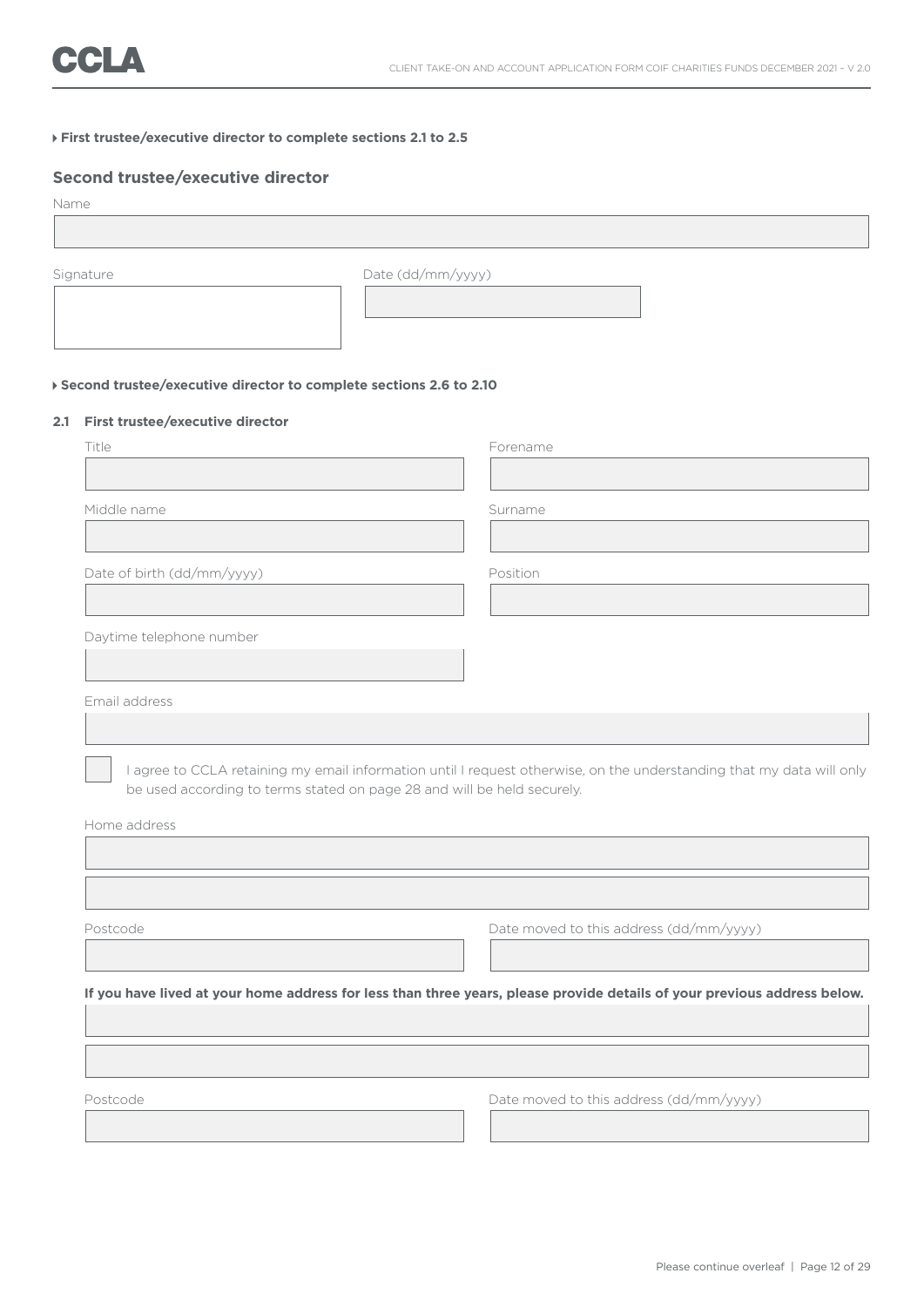▸ **First trustee/executive director to complete sections 2.1 to 2.5**

## Second trustee/executive director

Name

Signature

Date (dd/mm/yyyy)

▸ **Second trustee/executive director to complete sections 2.6 to 2.10**

### 2.1 First trustee/executive director

Title

Forename

Middle name

Surname

Date of birth (dd/mm/yyyy)

Position

Daytime telephone number

Email address

☐ I agree to CCLA retaining my email information until I request otherwise, on the understanding that my data will only be used according to terms stated on page 28 and will be held securely.

Home address

Postcode

Date moved to this address (dd/mm/yyyy)

**If you have lived at your home address for less than three years, please provide details of your previous address below.**

Postcode

Date moved to this address (dd/mm/yyyy)

Please continue overleaf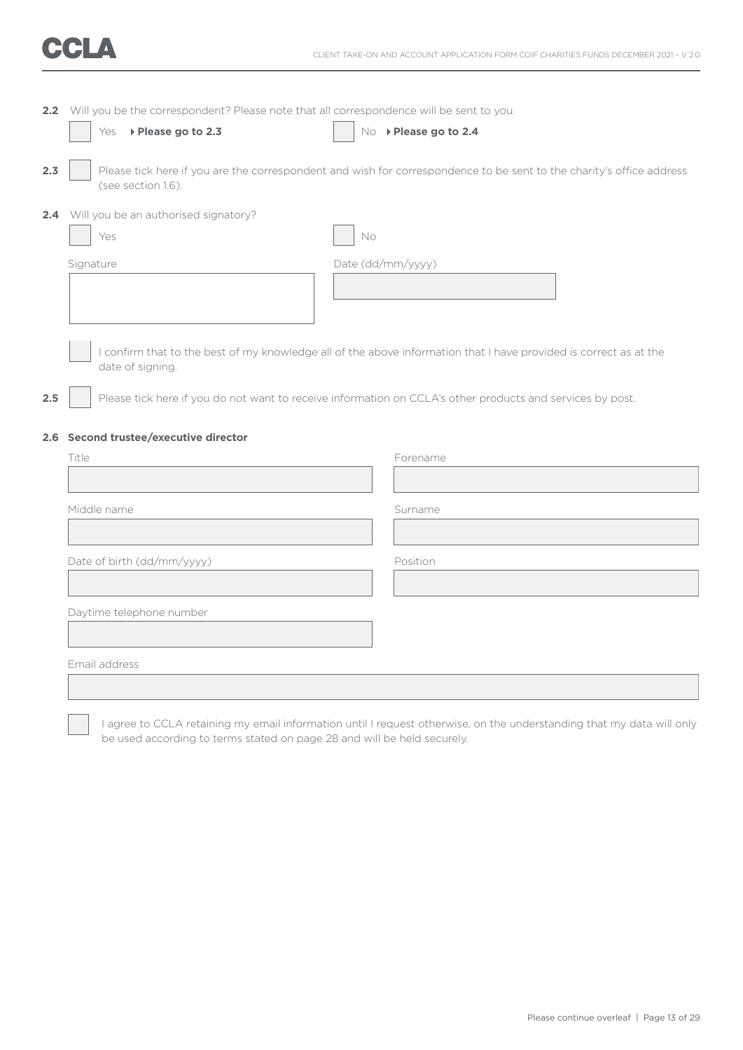**2.2** Will you be the correspondent? Please note that all correspondence will be sent to you.

☐ Yes ▸ **Please go to 2.3** ☐ No ▸ **Please go to 2.4**

**2.3** ☐ Please tick here if you are the correspondent and wish for correspondence to be sent to the charity's office address (see section 1.6).

**2.4** Will you be an authorised signatory?

☐ Yes ☐ No

Signature

Date (dd/mm/yyyy)

☐ I confirm that to the best of my knowledge all of the above information that I have provided is correct as at the date of signing.

**2.5** ☐ Please tick here if you do not want to receive information on CCLA's other products and services by post.

**2.6 Second trustee/executive director**

Title

Forename

Middle name

Surname

Date of birth (dd/mm/yyyy)

Position

Daytime telephone number

Email address

☐ I agree to CCLA retaining my email information until I request otherwise, on the understanding that my data will only be used according to terms stated on page 28 and will be held securely.

Please continue overleaf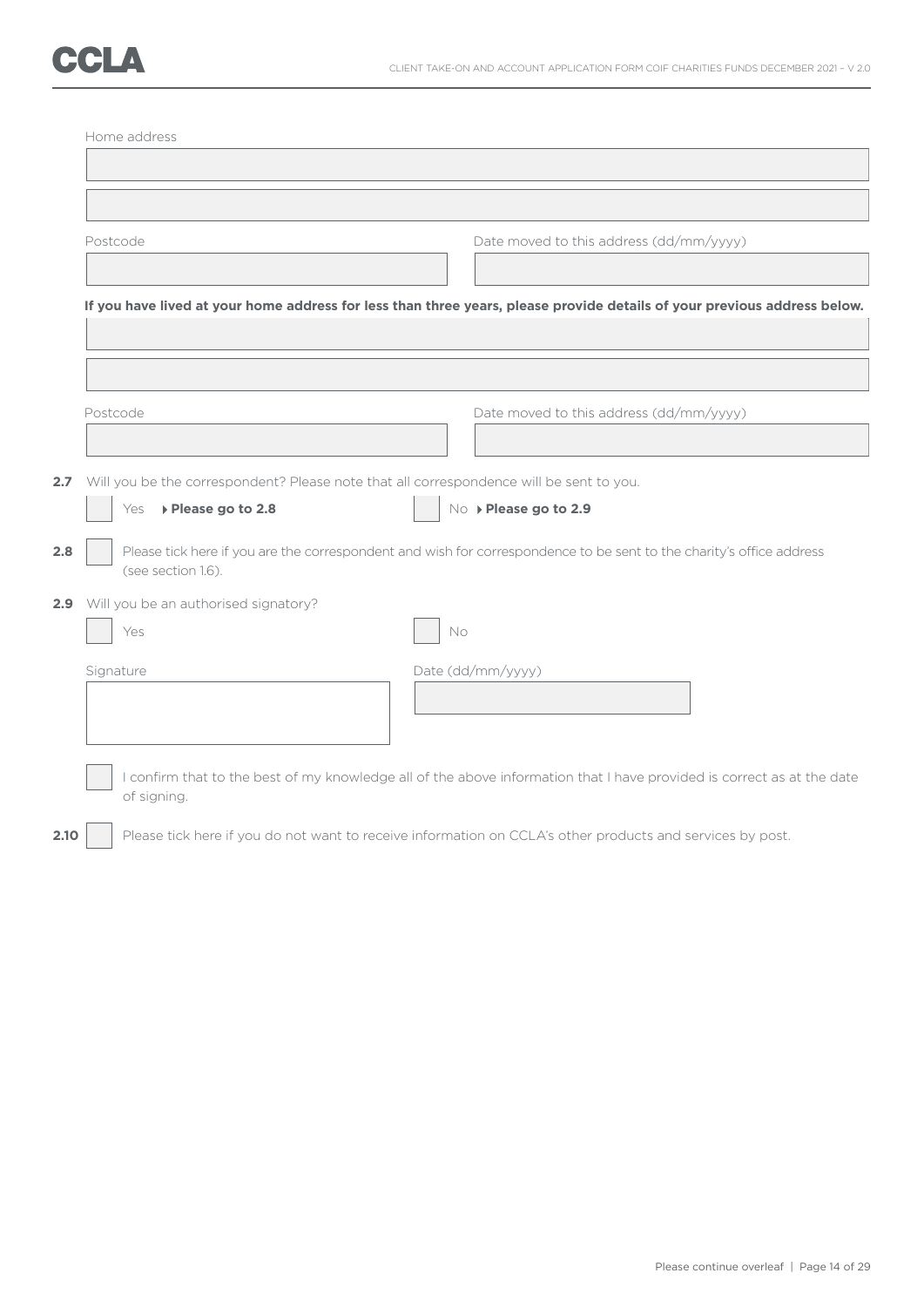Home address

Postcode

Date moved to this address (dd/mm/yyyy)

**If you have lived at your home address for less than three years, please provide details of your previous address below.**

Postcode

Date moved to this address (dd/mm/yyyy)

**2.7** Will you be the correspondent? Please note that all correspondence will be sent to you.

☐ Yes ▸ **Please go to 2.8** ☐ No ▸ **Please go to 2.9**

**2.8** ☐ Please tick here if you are the correspondent and wish for correspondence to be sent to the charity's office address (see section 1.6).

**2.9** Will you be an authorised signatory?

☐ Yes ☐ No

Signature

Date (dd/mm/yyyy)

☐ I confirm that to the best of my knowledge all of the above information that I have provided is correct as at the date of signing.

**2.10** ☐ Please tick here if you do not want to receive information on CCLA's other products and services by post.

Please continue overleaf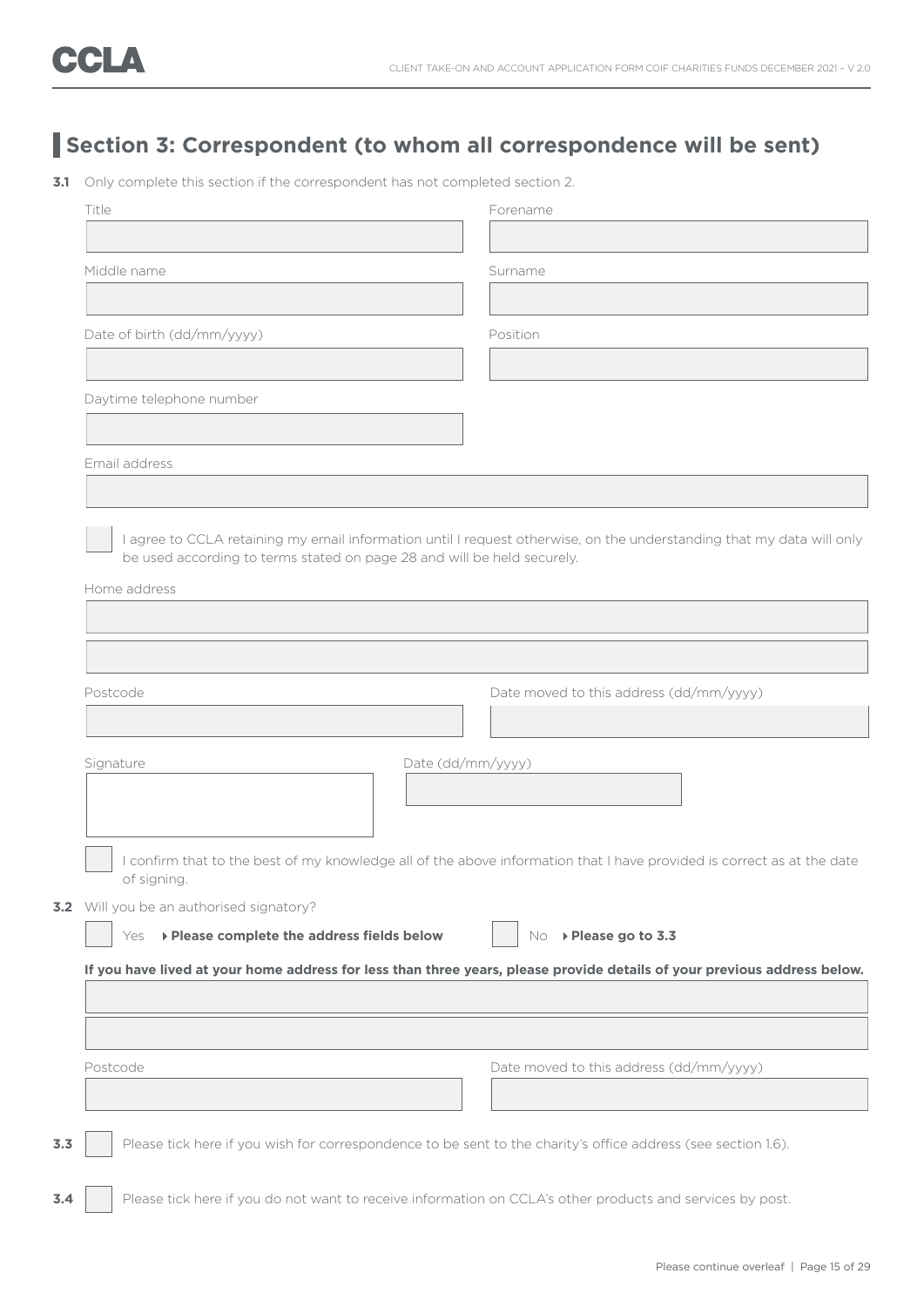## Section 3: Correspondent (to whom all correspondence will be sent)

**3.1** Only complete this section if the correspondent has not completed section 2.

Title

Forename

Middle name

Surname

Date of birth (dd/mm/yyyy)

Position

Daytime telephone number

Email address

☐ I agree to CCLA retaining my email information until I request otherwise, on the understanding that my data will only be used according to terms stated on page 28 and will be held securely.

Home address

Postcode

Date moved to this address (dd/mm/yyyy)

Signature

Date (dd/mm/yyyy)

☐ I confirm that to the best of my knowledge all of the above information that I have provided is correct as at the date of signing.

**3.2** Will you be an authorised signatory?

☐ Yes ▸ **Please complete the address fields below**

☐ No ▸ **Please go to 3.3**

**If you have lived at your home address for less than three years, please provide details of your previous address below.**

Postcode

Date moved to this address (dd/mm/yyyy)

**3.3** ☐ Please tick here if you wish for correspondence to be sent to the charity's office address (see section 1.6).

**3.4** ☐ Please tick here if you do not want to receive information on CCLA's other products and services by post.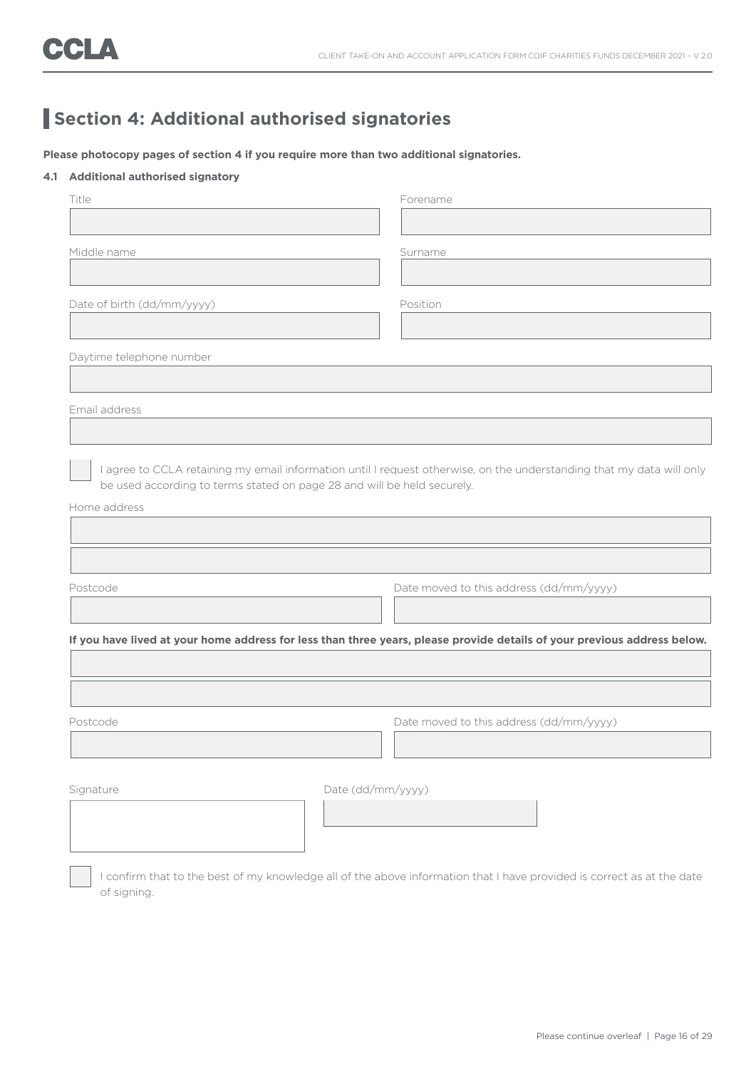## Section 4: Additional authorised signatories

**Please photocopy pages of section 4 if you require more than two additional signatories.**

**4.1 Additional authorised signatory**

Title

Forename

Middle name

Surname

Date of birth (dd/mm/yyyy)

Position

Daytime telephone number

Email address

☐ I agree to CCLA retaining my email information until I request otherwise, on the understanding that my data will only be used according to terms stated on page 28 and will be held securely.

Home address

Postcode

Date moved to this address (dd/mm/yyyy)

**If you have lived at your home address for less than three years, please provide details of your previous address below.**

Postcode

Date moved to this address (dd/mm/yyyy)

Signature

Date (dd/mm/yyyy)

☐ I confirm that to the best of my knowledge all of the above information that I have provided is correct as at the date of signing.

Please continue overleaf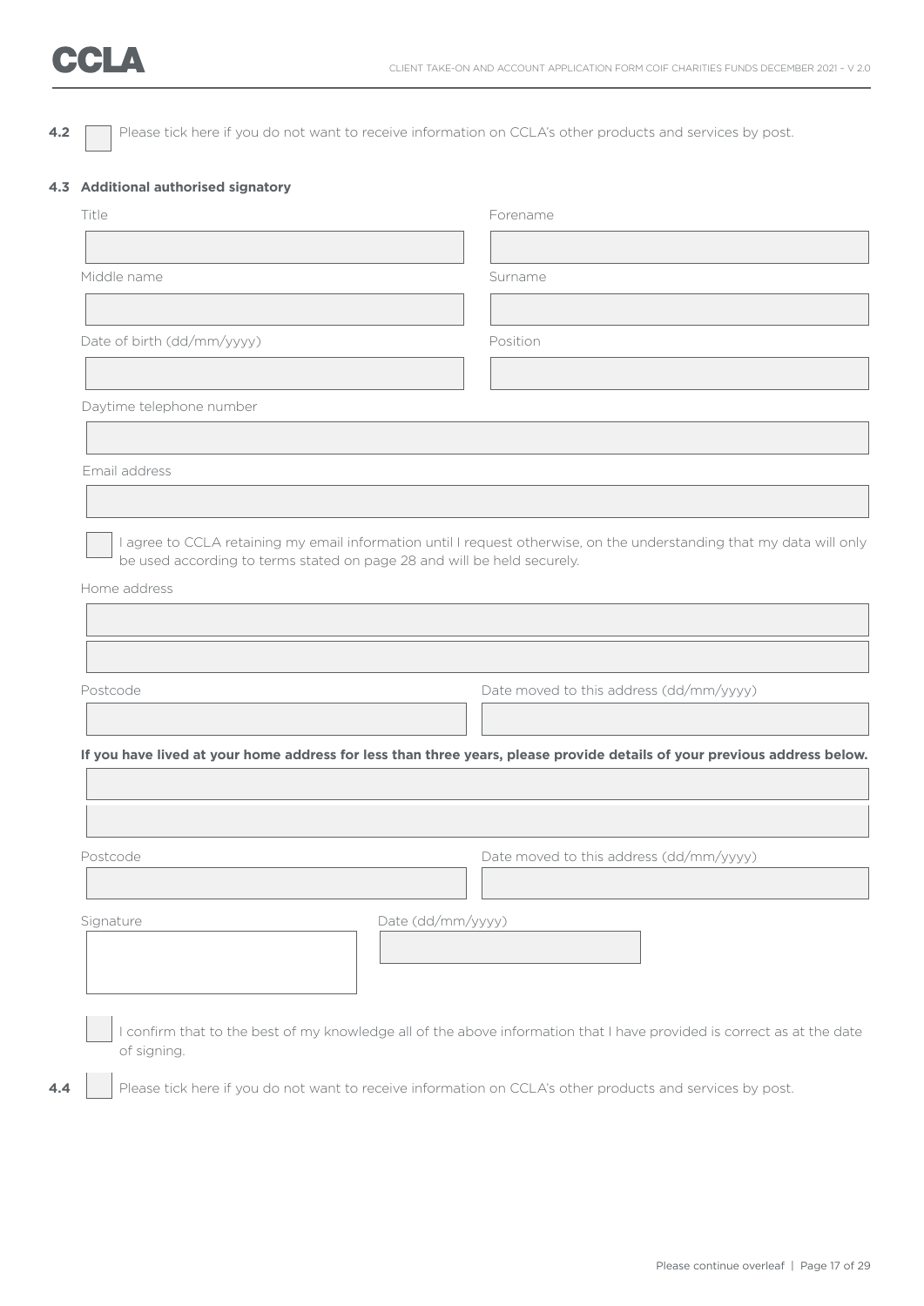**4.2** ☐ Please tick here if you do not want to receive information on CCLA's other products and services by post.

### 4.3 Additional authorised signatory

Title

Forename

Middle name

Surname

Date of birth (dd/mm/yyyy)

Position

Daytime telephone number

Email address

☐ I agree to CCLA retaining my email information until I request otherwise, on the understanding that my data will only be used according to terms stated on page 28 and will be held securely.

Home address

Postcode

Date moved to this address (dd/mm/yyyy)

**If you have lived at your home address for less than three years, please provide details of your previous address below.**

Postcode

Date moved to this address (dd/mm/yyyy)

Signature

Date (dd/mm/yyyy)

☐ I confirm that to the best of my knowledge all of the above information that I have provided is correct as at the date of signing.

**4.4** ☐ Please tick here if you do not want to receive information on CCLA's other products and services by post.

Please continue overleaf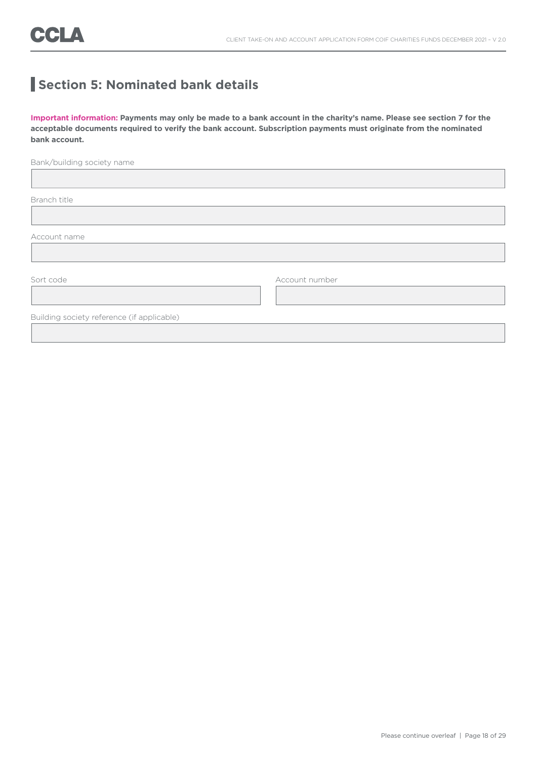## Section 5: Nominated bank details

**Important information: Payments may only be made to a bank account in the charity's name. Please see section 7 for the acceptable documents required to verify the bank account. Subscription payments must originate from the nominated bank account.**

Bank/building society name

Branch title

Account name

Sort code

Account number

Building society reference (if applicable)

Please continue overleaf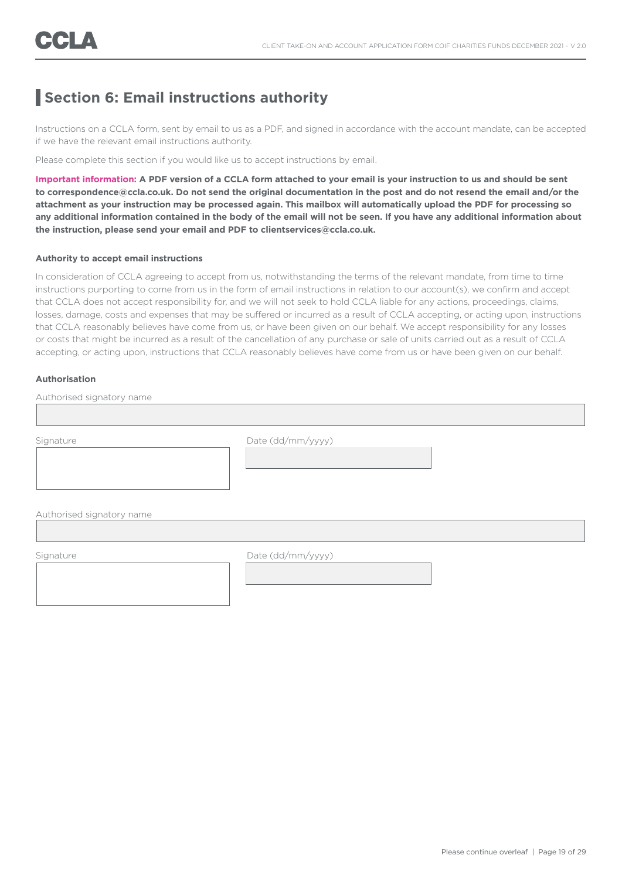## Section 6: Email instructions authority

Instructions on a CCLA form, sent by email to us as a PDF, and signed in accordance with the account mandate, can be accepted if we have the relevant email instructions authority.

Please complete this section if you would like us to accept instructions by email.

**Important information: A PDF version of a CCLA form attached to your email is your instruction to us and should be sent to correspondence@ccla.co.uk. Do not send the original documentation in the post and do not resend the email and/or the attachment as your instruction may be processed again. This mailbox will automatically upload the PDF for processing so any additional information contained in the body of the email will not be seen. If you have any additional information about the instruction, please send your email and PDF to clientservices@ccla.co.uk.**

#### Authority to accept email instructions

In consideration of CCLA agreeing to accept from us, notwithstanding the terms of the relevant mandate, from time to time instructions purporting to come from us in the form of email instructions in relation to our account(s), we confirm and accept that CCLA does not accept responsibility for, and we will not seek to hold CCLA liable for any actions, proceedings, claims, losses, damage, costs and expenses that may be suffered or incurred as a result of CCLA accepting, or acting upon, instructions that CCLA reasonably believes have come from us, or have been given on our behalf. We accept responsibility for any losses or costs that might be incurred as a result of the cancellation of any purchase or sale of units carried out as a result of CCLA accepting, or acting upon, instructions that CCLA reasonably believes have come from us or have been given on our behalf.

#### Authorisation

Authorised signatory name

Signature

Date (dd/mm/yyyy)

Authorised signatory name

Signature

Date (dd/mm/yyyy)

Please continue overleaf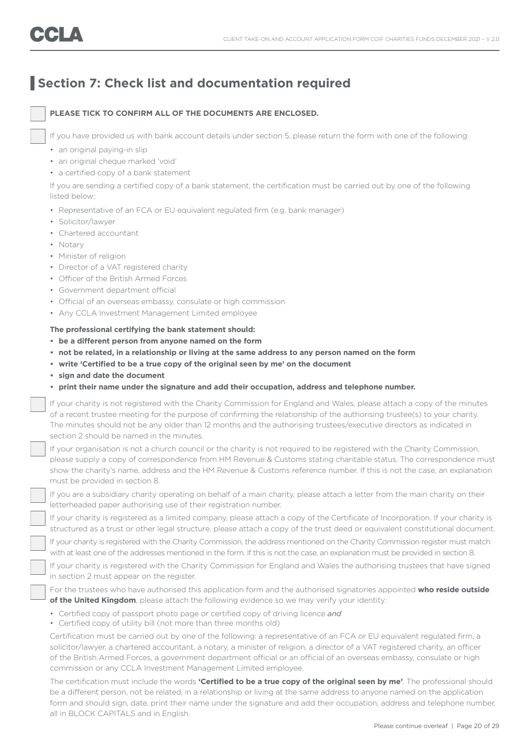## Section 7: Check list and documentation required

☐ **PLEASE TICK TO CONFIRM ALL OF THE DOCUMENTS ARE ENCLOSED.**

☐ If you have provided us with bank account details under section 5, please return the form with one of the following:

- an original paying-in slip
- an original cheque marked 'void'
- a certified copy of a bank statement

If you are sending a certified copy of a bank statement, the certification must be carried out by one of the following listed below:

- Representative of an FCA or EU equivalent regulated firm (e.g. bank manager)
- Solicitor/lawyer
- Chartered accountant
- Notary
- Minister of religion
- Director of a VAT registered charity
- Officer of the British Armed Forces
- Government department official
- Official of an overseas embassy, consulate or high commission
- Any CCLA Investment Management Limited employee

**The professional certifying the bank statement should:**

- **be a different person from anyone named on the form**
- **not be related, in a relationship or living at the same address to any person named on the form**
- **write 'Certified to be a true copy of the original seen by me' on the document**
- **sign and date the document**
- **print their name under the signature and add their occupation, address and telephone number.**

☐ If your charity is not registered with the Charity Commission for England and Wales, please attach a copy of the minutes of a recent trustee meeting for the purpose of confirming the relationship of the authorising trustee(s) to your charity. The minutes should not be any older than 12 months and the authorising trustees/executive directors as indicated in section 2 should be named in the minutes.

☐ If your organisation is not a church council or the charity is not required to be registered with the Charity Commission, please supply a copy of correspondence from HM Revenue & Customs stating charitable status. The correspondence must show the charity's name, address and the HM Revenue & Customs reference number. If this is not the case, an explanation must be provided in section 8.

☐ If you are a subsidiary charity operating on behalf of a main charity, please attach a letter from the main charity on their letterheaded paper authorising use of their registration number.

☐ If your charity is registered as a limited company, please attach a copy of the Certificate of Incorporation. If your charity is structured as a trust or other legal structure, please attach a copy of the trust deed or equivalent constitutional document.

☐ If your charity is registered with the Charity Commission, the address mentioned on the Charity Commission register must match with at least one of the addresses mentioned in the form. If this is not the case, an explanation must be provided in section 8.

☐ If your charity is registered with the Charity Commission for England and Wales the authorising trustees that have signed in section 2 must appear on the register.

☐ For the trustees who have authorised this application form and the authorised signatories appointed **who reside outside of the United Kingdom**, please attach the following evidence so we may verify your identity:

- Certified copy of passport photo page or certified copy of driving licence *and*
- Certified copy of utility bill (not more than three months old)

Certification must be carried out by one of the following: a representative of an FCA or EU equivalent regulated firm, a solicitor/lawyer, a chartered accountant, a notary, a minister of religion, a director of a VAT registered charity, an officer of the British Armed Forces, a government department official or an official of an overseas embassy, consulate or high commission or any CCLA Investment Management Limited employee.

The certification must include the words **'Certified to be a true copy of the original seen by me'**. The professional should be a different person, not be related, in a relationship or living at the same address to anyone named on the application form and should sign, date, print their name under the signature and add their occupation, address and telephone number, all in BLOCK CAPITALS and in English.

Please continue overleaf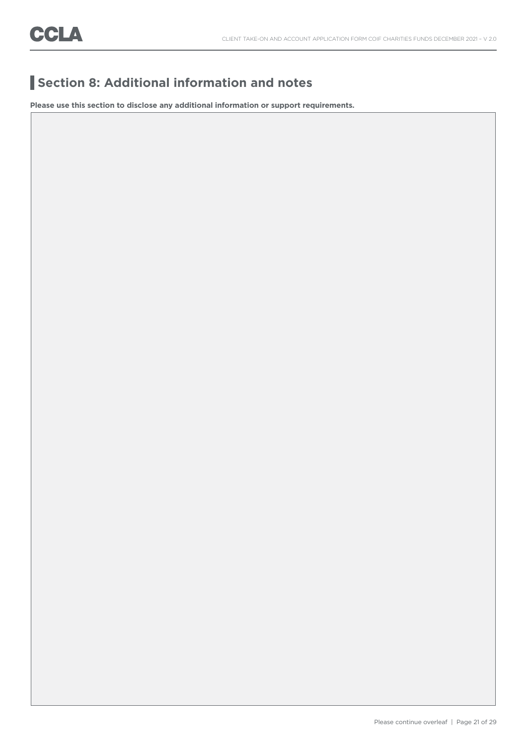## Section 8: Additional information and notes

**Please use this section to disclose any additional information or support requirements.**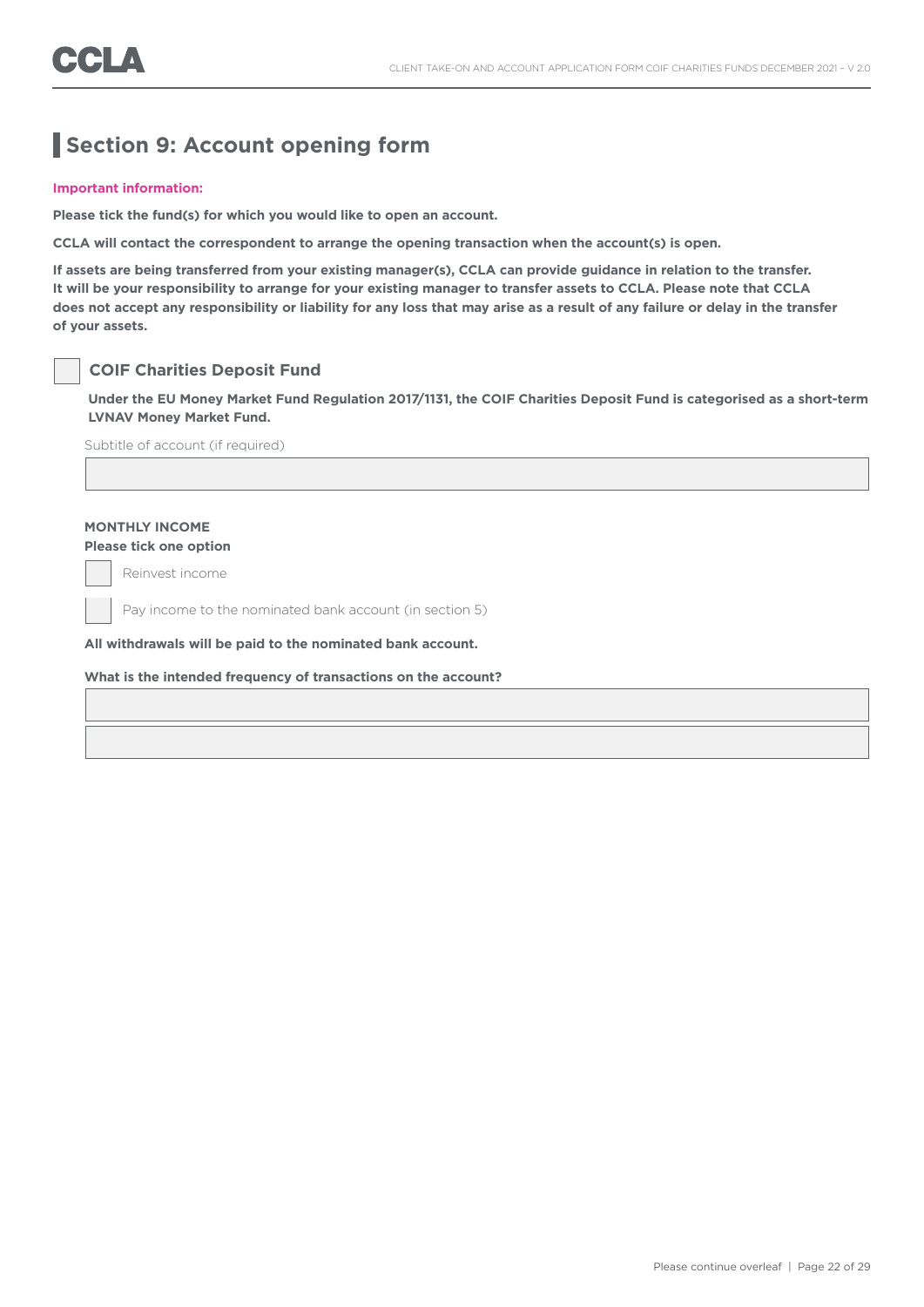## Section 9: Account opening form

**Important information:**

**Please tick the fund(s) for which you would like to open an account.**

**CCLA will contact the correspondent to arrange the opening transaction when the account(s) is open.**

**If assets are being transferred from your existing manager(s), CCLA can provide guidance in relation to the transfer. It will be your responsibility to arrange for your existing manager to transfer assets to CCLA. Please note that CCLA does not accept any responsibility or liability for any loss that may arise as a result of any failure or delay in the transfer of your assets.**

☐ **COIF Charities Deposit Fund**

**Under the EU Money Market Fund Regulation 2017/1131, the COIF Charities Deposit Fund is categorised as a short-term LVNAV Money Market Fund.**

Subtitle of account (if required)

______________________________

**MONTHLY INCOME**
**Please tick one option**

☐ Reinvest income

☐ Pay income to the nominated bank account (in section 5)

**All withdrawals will be paid to the nominated bank account.**

**What is the intended frequency of transactions on the account?**

______________________________

______________________________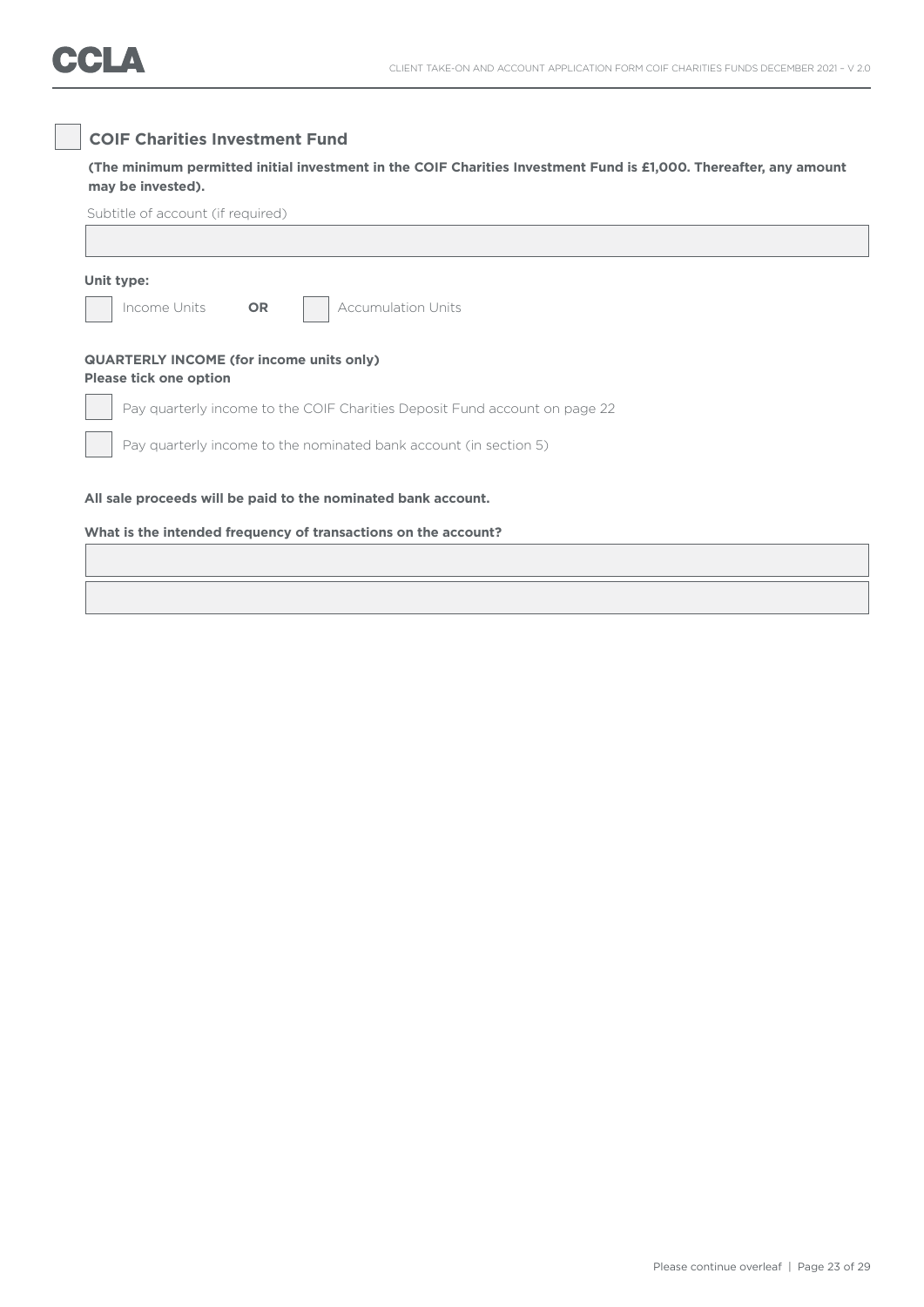☐ **COIF Charities Investment Fund**

**(The minimum permitted initial investment in the COIF Charities Investment Fund is £1,000. Thereafter, any amount may be invested).**

Subtitle of account (if required)

______________________________

**Unit type:**

☐ Income Units **OR** ☐ Accumulation Units

**QUARTERLY INCOME (for income units only)**
**Please tick one option**

☐ Pay quarterly income to the COIF Charities Deposit Fund account on page 22

☐ Pay quarterly income to the nominated bank account (in section 5)

**All sale proceeds will be paid to the nominated bank account.**

**What is the intended frequency of transactions on the account?**

______________________________

______________________________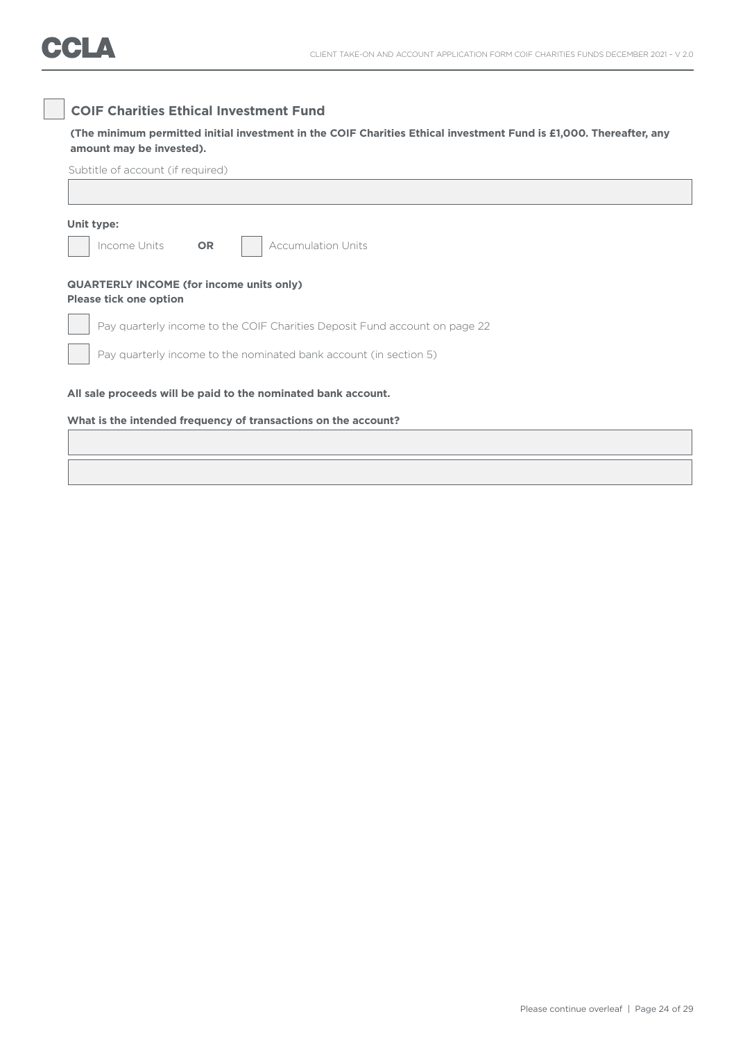☐ **COIF Charities Ethical Investment Fund**

**(The minimum permitted initial investment in the COIF Charities Ethical investment Fund is £1,000. Thereafter, any amount may be invested).**

Subtitle of account (if required)

&nbsp;

**Unit type:**

☐ Income Units **OR** ☐ Accumulation Units

**QUARTERLY INCOME (for income units only)**
**Please tick one option**

☐ Pay quarterly income to the COIF Charities Deposit Fund account on page 22

☐ Pay quarterly income to the nominated bank account (in section 5)

**All sale proceeds will be paid to the nominated bank account.**

**What is the intended frequency of transactions on the account?**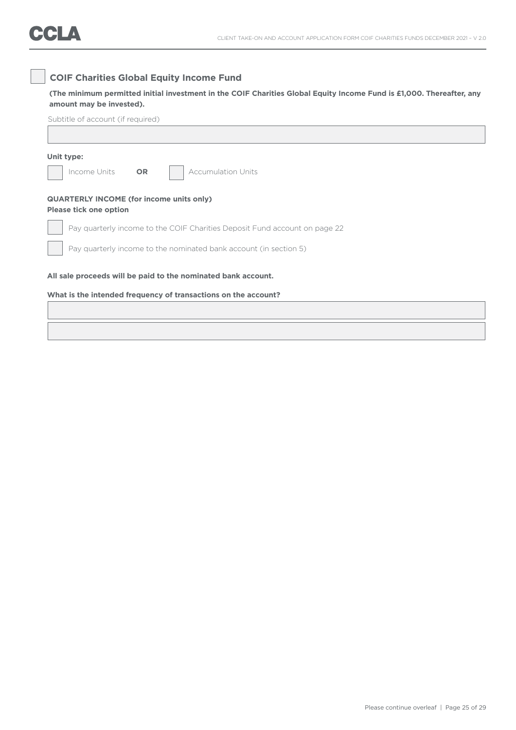☐ **COIF Charities Global Equity Income Fund**

**(The minimum permitted initial investment in the COIF Charities Global Equity Income Fund is £1,000. Thereafter, any amount may be invested).**

Subtitle of account (if required)

\_\_\_\_\_\_\_\_\_\_\_\_\_\_\_\_\_\_\_\_\_\_\_\_\_\_\_\_\_\_\_\_

**Unit type:**

☐ Income Units **OR** ☐ Accumulation Units

**QUARTERLY INCOME (for income units only)**
**Please tick one option**

☐ Pay quarterly income to the COIF Charities Deposit Fund account on page 22

☐ Pay quarterly income to the nominated bank account (in section 5)

**All sale proceeds will be paid to the nominated bank account.**

**What is the intended frequency of transactions on the account?**

\_\_\_\_\_\_\_\_\_\_\_\_\_\_\_\_\_\_\_\_\_\_\_\_\_\_\_\_\_\_\_\_

\_\_\_\_\_\_\_\_\_\_\_\_\_\_\_\_\_\_\_\_\_\_\_\_\_\_\_\_\_\_\_\_

Please continue overleaf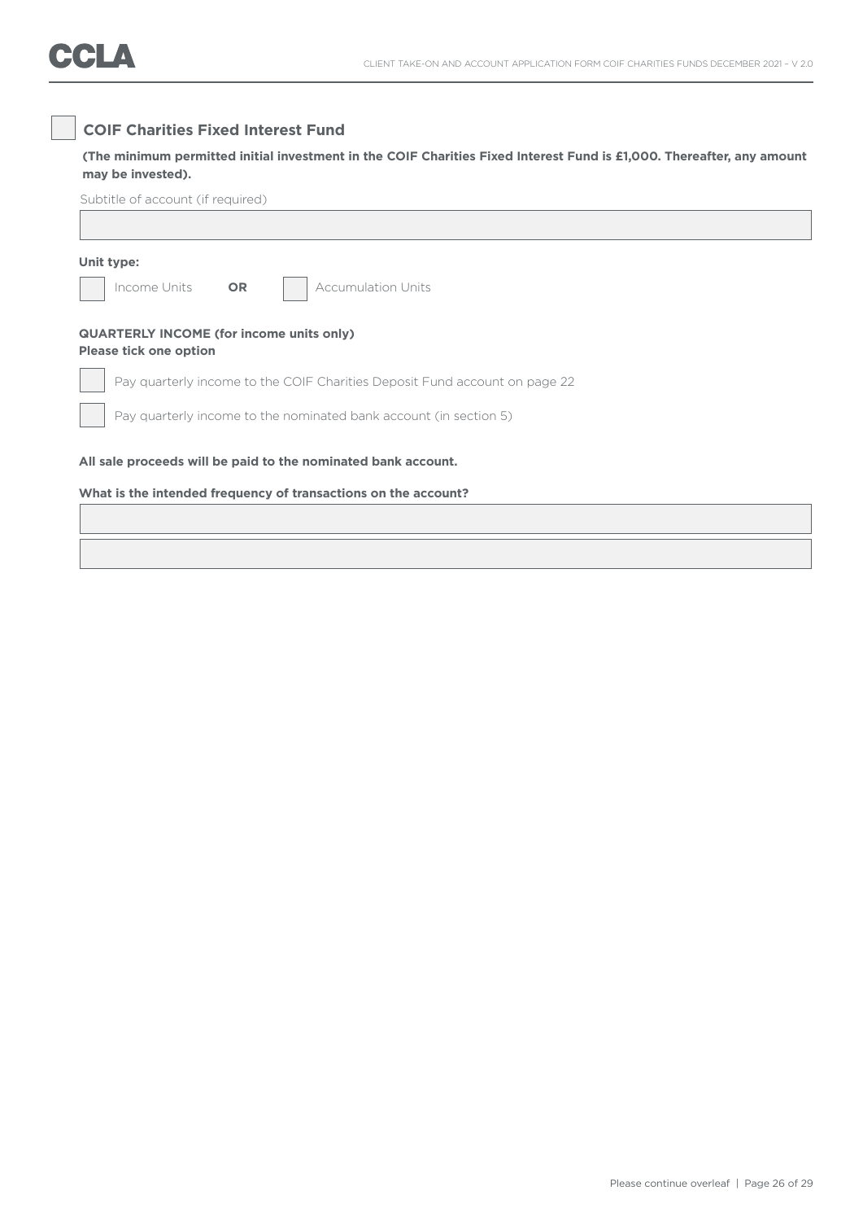## ☐ COIF Charities Fixed Interest Fund

**(The minimum permitted initial investment in the COIF Charities Fixed Interest Fund is £1,000. Thereafter, any amount may be invested).**

Subtitle of account (if required)

| |
|---|
| |

**Unit type:**

☐ Income Units **OR** ☐ Accumulation Units

**QUARTERLY INCOME (for income units only)**
**Please tick one option**

☐ Pay quarterly income to the COIF Charities Deposit Fund account on page 22

☐ Pay quarterly income to the nominated bank account (in section 5)

**All sale proceeds will be paid to the nominated bank account.**

**What is the intended frequency of transactions on the account?**

| |
|---|
| |
| |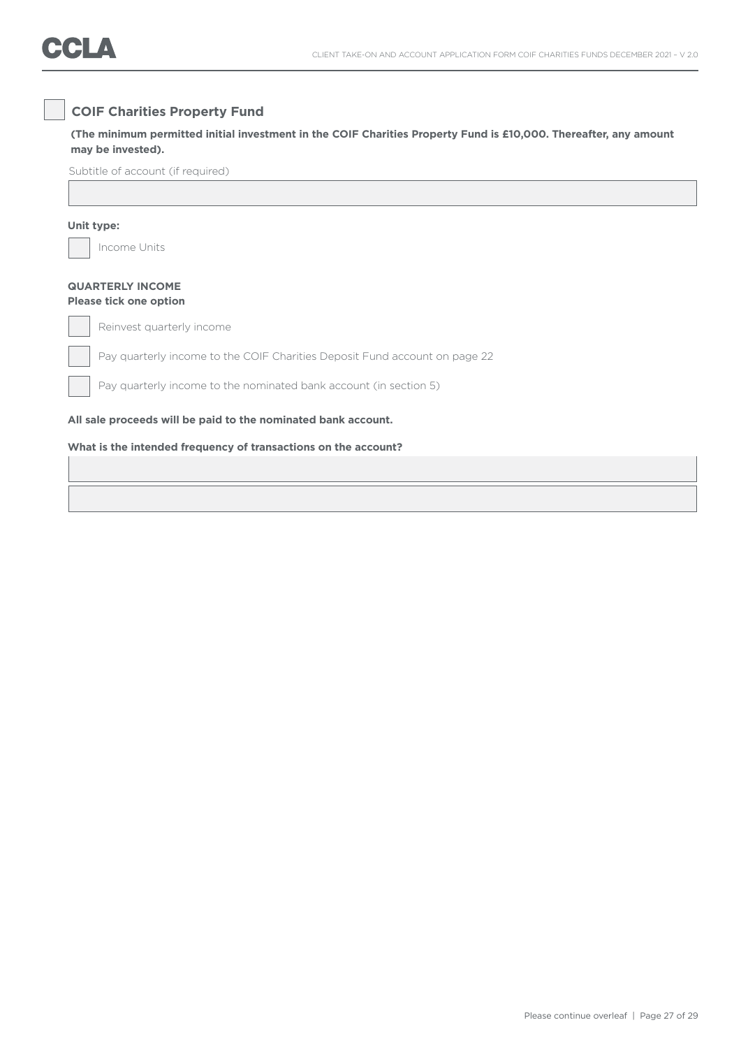- [ ] **COIF Charities Property Fund**

**(The minimum permitted initial investment in the COIF Charities Property Fund is £10,000. Thereafter, any amount may be invested).**

Subtitle of account (if required)

\_\_\_\_\_\_\_\_\_\_\_\_\_\_\_\_\_\_\_\_\_\_\_\_\_\_\_\_\_\_\_\_\_\_\_\_\_\_\_\_

**Unit type:**

- [ ] Income Units

**QUARTERLY INCOME**
**Please tick one option**

- [ ] Reinvest quarterly income
- [ ] Pay quarterly income to the COIF Charities Deposit Fund account on page 22
- [ ] Pay quarterly income to the nominated bank account (in section 5)

**All sale proceeds will be paid to the nominated bank account.**

**What is the intended frequency of transactions on the account?**

\_\_\_\_\_\_\_\_\_\_\_\_\_\_\_\_\_\_\_\_\_\_\_\_\_\_\_\_\_\_\_\_\_\_\_\_\_\_\_\_

\_\_\_\_\_\_\_\_\_\_\_\_\_\_\_\_\_\_\_\_\_\_\_\_\_\_\_\_\_\_\_\_\_\_\_\_\_\_\_\_

Please continue overleaf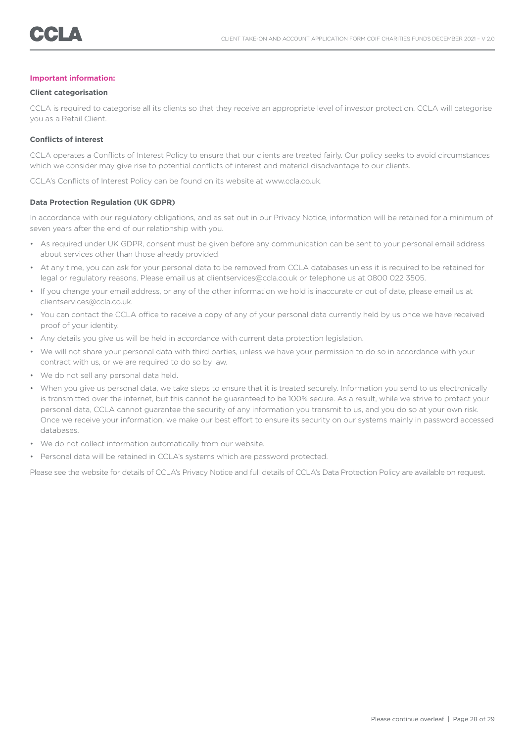**Important information:**

**Client categorisation**

CCLA is required to categorise all its clients so that they receive an appropriate level of investor protection. CCLA will categorise you as a Retail Client.

**Conflicts of interest**

CCLA operates a Conflicts of Interest Policy to ensure that our clients are treated fairly. Our policy seeks to avoid circumstances which we consider may give rise to potential conflicts of interest and material disadvantage to our clients.

CCLA's Conflicts of Interest Policy can be found on its website at www.ccla.co.uk.

**Data Protection Regulation (UK GDPR)**

In accordance with our regulatory obligations, and as set out in our Privacy Notice, information will be retained for a minimum of seven years after the end of our relationship with you.

- As required under UK GDPR, consent must be given before any communication can be sent to your personal email address about services other than those already provided.
- At any time, you can ask for your personal data to be removed from CCLA databases unless it is required to be retained for legal or regulatory reasons. Please email us at clientservices@ccla.co.uk or telephone us at 0800 022 3505.
- If you change your email address, or any of the other information we hold is inaccurate or out of date, please email us at clientservices@ccla.co.uk.
- You can contact the CCLA office to receive a copy of any of your personal data currently held by us once we have received proof of your identity.
- Any details you give us will be held in accordance with current data protection legislation.
- We will not share your personal data with third parties, unless we have your permission to do so in accordance with your contract with us, or we are required to do so by law.
- We do not sell any personal data held.
- When you give us personal data, we take steps to ensure that it is treated securely. Information you send to us electronically is transmitted over the internet, but this cannot be guaranteed to be 100% secure. As a result, while we strive to protect your personal data, CCLA cannot guarantee the security of any information you transmit to us, and you do so at your own risk. Once we receive your information, we make our best effort to ensure its security on our systems mainly in password accessed databases.
- We do not collect information automatically from our website.
- Personal data will be retained in CCLA's systems which are password protected.

Please see the website for details of CCLA's Privacy Notice and full details of CCLA's Data Protection Policy are available on request.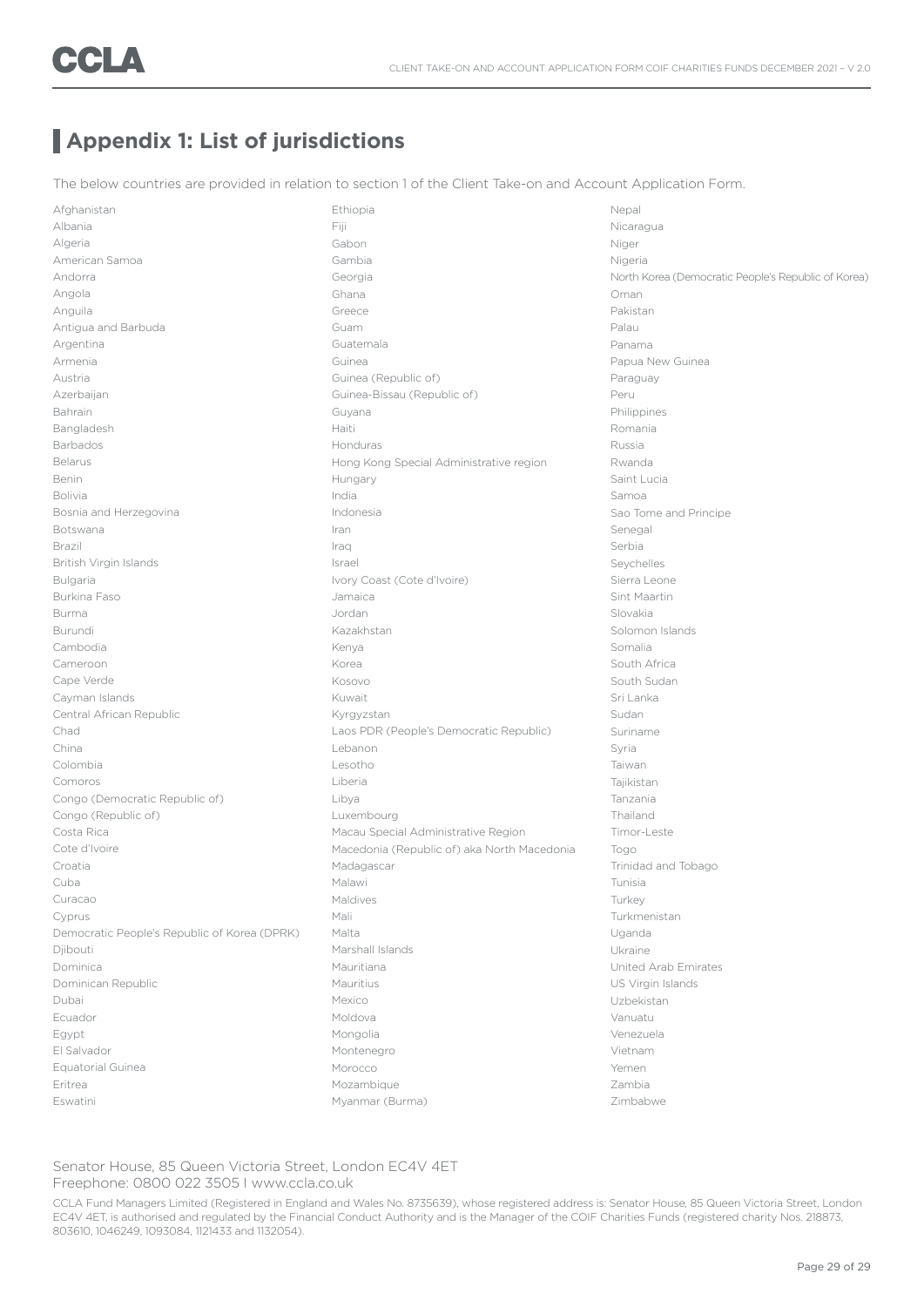# Appendix 1: List of jurisdictions

The below countries are provided in relation to section 1 of the Client Take-on and Account Application Form.

Afghanistan
Albania
Algeria
American Samoa
Andorra
Angola
Anguila
Antigua and Barbuda
Argentina
Armenia
Austria
Azerbaijan
Bahrain
Bangladesh
Barbados
Belarus
Benin
Bolivia
Bosnia and Herzegovina
Botswana
Brazil
British Virgin Islands
Bulgaria
Burkina Faso
Burma
Burundi
Cambodia
Cameroon
Cape Verde
Cayman Islands
Central African Republic
Chad
China
Colombia
Comoros
Congo (Democratic Republic of)
Congo (Republic of)
Costa Rica
Cote d'Ivoire
Croatia
Cuba
Curacao
Cyprus
Democratic People's Republic of Korea (DPRK)
Djibouti
Dominica
Dominican Republic
Dubai
Ecuador
Egypt
El Salvador
Equatorial Guinea
Eritrea
Eswatini
Ethiopia
Fiji
Gabon
Gambia
Georgia
Ghana
Greece
Guam
Guatemala
Guinea
Guinea (Republic of)
Guinea-Bissau (Republic of)
Guyana
Haiti
Honduras
Hong Kong Special Administrative region
Hungary
India
Indonesia
Iran
Iraq
Israel
Ivory Coast (Cote d'Ivoire)
Jamaica
Jordan
Kazakhstan
Kenya
Korea
Kosovo
Kuwait
Kyrgyzstan
Laos PDR (People's Democratic Republic)
Lebanon
Lesotho
Liberia
Libya
Luxembourg
Macau Special Administrative Region
Macedonia (Republic of) aka North Macedonia
Madagascar
Malawi
Maldives
Mali
Malta
Marshall Islands
Mauritiana
Mauritius
Mexico
Moldova
Mongolia
Montenegro
Morocco
Mozambique
Myanmar (Burma)
Nepal
Nicaragua
Niger
Nigeria
North Korea (Democratic People's Republic of Korea)
Oman
Pakistan
Palau
Panama
Papua New Guinea
Paraguay
Peru
Philippines
Romania
Russia
Rwanda
Saint Lucia
Samoa
Sao Tome and Principe
Senegal
Serbia
Seychelles
Sierra Leone
Sint Maartin
Slovakia
Solomon Islands
Somalia
South Africa
South Sudan
Sri Lanka
Sudan
Suriname
Syria
Taiwan
Tajikistan
Tanzania
Thailand
Timor-Leste
Togo
Trinidad and Tobago
Tunisia
Turkey
Turkmenistan
Uganda
Ukraine
United Arab Emirates
US Virgin Islands
Uzbekistan
Vanuatu
Venezuela
Vietnam
Yemen
Zambia
Zimbabwe

Senator House, 85 Queen Victoria Street, London EC4V 4ET
Freephone: 0800 022 3505 | www.ccla.co.uk

CCLA Fund Managers Limited (Registered in England and Wales No. 8735639), whose registered address is: Senator House, 85 Queen Victoria Street, London EC4V 4ET, is authorised and regulated by the Financial Conduct Authority and is the Manager of the COIF Charities Funds (registered charity Nos. 218873, 803610, 1046249, 1093084, 1121433 and 1132054).